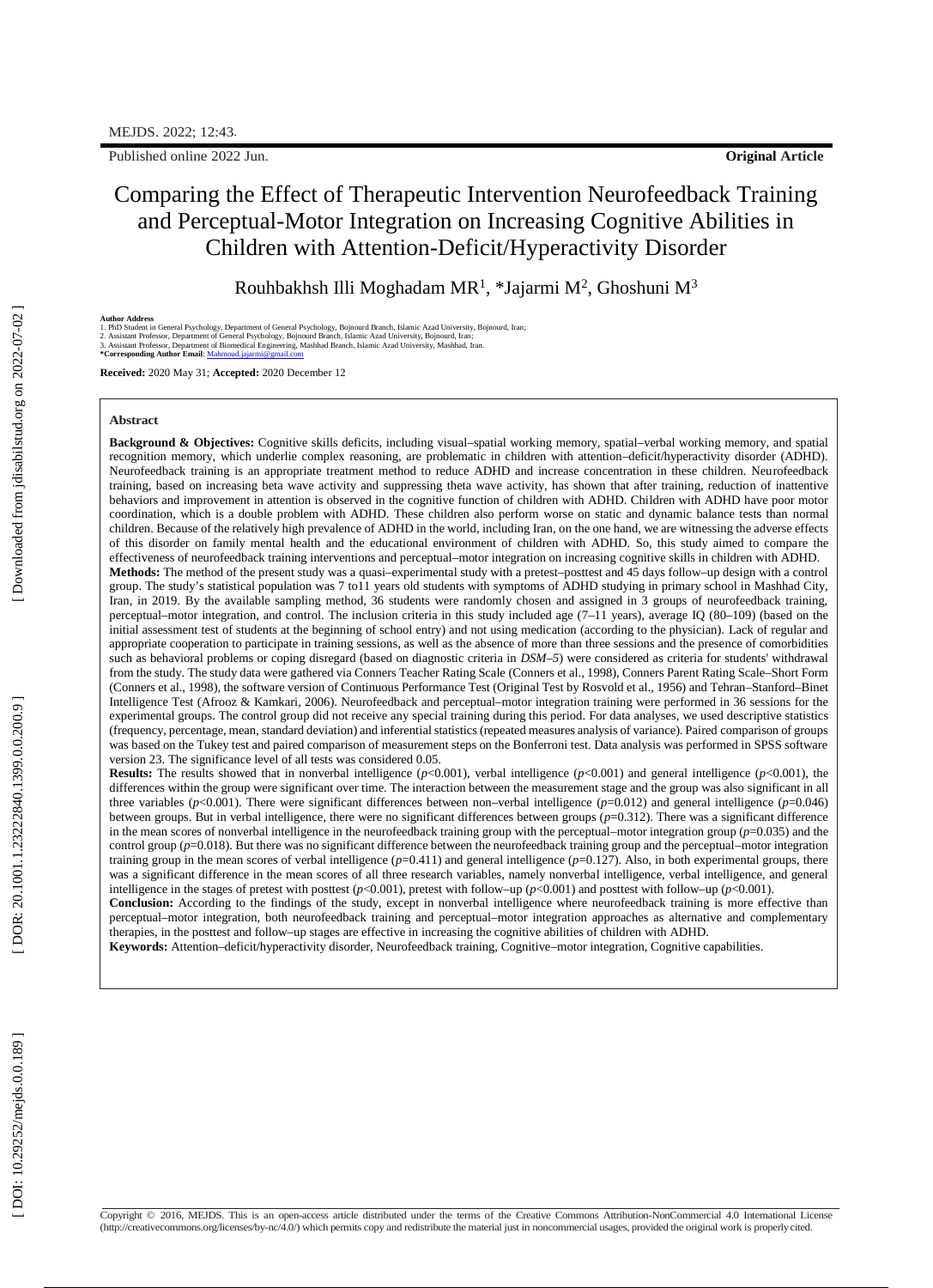Published online 2022 Jun. **Original Article**

# Comparing the Effect of Therapeutic Intervention Neurofeedback Training and Perceptual-Motor Integration on Increasing Cognitive Abilities in Children with Attention-Deficit/Hyperactivity Disorder

Rouhbakhsh Illi Moghadam MR[1], *Jajarmi M[2], Ghoshuni M[3]

**Author Address**
1. PhD Student in General Psychology, Department of General Psychology, Bojnourd Branch, Islamic Azad University, Bojnourd, Iran;
2. Assistant Professor, Department of General Psychology, Bojnourd Branch, Islamic Azad University, Bojnourd, Iran;
3. Assistant Professor, Department of Biomedical Engineering, Mashhad Branch, Islamic Azad University, Mashhad, Iran.
**\*Corresponding Author Email**: Mahmoud.jajarmi@gmail.com

**Received:** 2020 May 31; **Accepted:** 2020 December 12

### Abstract

**Background & Objectives:** Cognitive skills deficits, including visual–spatial working memory, spatial–verbal working memory, and spatial recognition memory, which underlie complex reasoning, are problematic in children with attention–deficit/hyperactivity disorder (ADHD). Neurofeedback training is an appropriate treatment method to reduce ADHD and increase concentration in these children. Neurofeedback training, based on increasing beta wave activity and suppressing theta wave activity, has shown that after training, reduction of inattentive behaviors and improvement in attention is observed in the cognitive function of children with ADHD. Children with ADHD have poor motor coordination, which is a double problem with ADHD. These children also perform worse on static and dynamic balance tests than normal children. Because of the relatively high prevalence of ADHD in the world, including Iran, on the one hand, we are witnessing the adverse effects of this disorder on family mental health and the educational environment of children with ADHD. So, this study aimed to compare the effectiveness of neurofeedback training interventions and perceptual–motor integration on increasing cognitive skills in children with ADHD.

**Methods:** The method of the present study was a quasi–experimental study with a pretest–posttest and 45 days follow–up design with a control group. The study's statistical population was 7 to11 years old students with symptoms of ADHD studying in primary school in Mashhad City, Iran, in 2019. By the available sampling method, 36 students were randomly chosen and assigned in 3 groups of neurofeedback training, perceptual–motor integration, and control. The inclusion criteria in this study included age (7–11 years), average IQ (80–109) (based on the initial assessment test of students at the beginning of school entry) and not using medication (according to the physician). Lack of regular and appropriate cooperation to participate in training sessions, as well as the absence of more than three sessions and the presence of comorbidities such as behavioral problems or coping disregard (based on diagnostic criteria in *DSM–5*) were considered as criteria for students' withdrawal from the study. The study data were gathered via Conners Teacher Rating Scale (Conners et al., 1998), Conners Parent Rating Scale–Short Form (Conners et al., 1998), the software version of Continuous Performance Test (Original Test by Rosvold et al., 1956) and Tehran–Stanford–Binet Intelligence Test (Afrooz & Kamkari, 2006). Neurofeedback and perceptual–motor integration training were performed in 36 sessions for the experimental groups. The control group did not receive any special training during this period. For data analyses, we used descriptive statistics (frequency, percentage, mean, standard deviation) and inferential statistics (repeated measures analysis of variance). Paired comparison of groups was based on the Tukey test and paired comparison of measurement steps on the Bonferroni test. Data analysis was performed in SPSS software version 23. The significance level of all tests was considered 0.05.

**Results:** The results showed that in nonverbal intelligence ($p<0.001$), verbal intelligence ($p<0.001$) and general intelligence ($p<0.001$), the differences within the group were significant over time. The interaction between the measurement stage and the group was also significant in all three variables ($p<0.001$). There were significant differences between non–verbal intelligence ($p=0.012$) and general intelligence ($p=0.046$) between groups. But in verbal intelligence, there were no significant differences between groups ($p=0.312$). There was a significant difference in the mean scores of nonverbal intelligence in the neurofeedback training group with the perceptual–motor integration group ($p=0.035$) and the control group ($p=0.018$). But there was no significant difference between the neurofeedback training group and the perceptual–motor integration training group in the mean scores of verbal intelligence ($p=0.411$) and general intelligence ($p=0.127$). Also, in both experimental groups, there was a significant difference in the mean scores of all three research variables, namely nonverbal intelligence, verbal intelligence, and general intelligence in the stages of pretest with posttest ($p<0.001$), pretest with follow–up ($p<0.001$) and posttest with follow–up ($p<0.001$).

**Conclusion:** According to the findings of the study, except in nonverbal intelligence where neurofeedback training is more effective than perceptual–motor integration, both neurofeedback training and perceptual–motor integration approaches as alternative and complementary therapies, in the posttest and follow–up stages are effective in increasing the cognitive abilities of children with ADHD.

**Keywords:** Attention–deficit/hyperactivity disorder, Neurofeedback training, Cognitive–motor integration, Cognitive capabilities.

Copyright © 2016, MEJDS. This is an open-access article distributed under the terms of the Creative Commons Attribution-NonCommercial 4.0 International License (http://creativecommons.org/licenses/by-nc/4.0/) which permits copy and redistribute the material just in noncommercial usages, provided the original work is properly cited.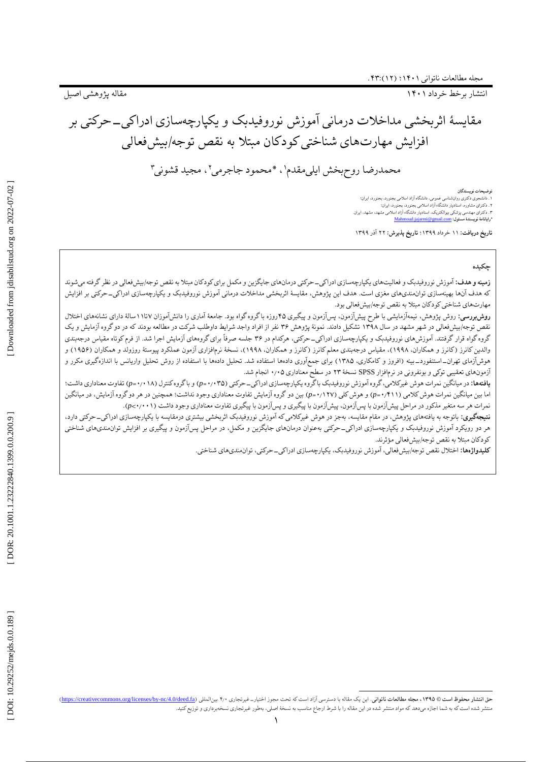مقاله پژوهشی اصیل

انتشار برخط خرداد ۱۴۰۱

# مقایسهٔ اثربخشی مداخلات درمانی آموزش نوروفیدبک و یکپارچه‌سازی ادراکی‌ـ حرکتی بر افزایش مهارت‌های شناختی کودکان مبتلا به نقص توجه/بیش‌فعالی

محمدرضا روح‌بخش ایلی‌مقدم[۱]، *محمود جاجرمی[۲]، مجید قشونی[۳]

**توضیحات نویسندگان**

۱. دانشجوی دکتری روان‌شناسی عمومی، دانشگاه آزاد اسلامی بجنورد، بجنورد، ایران؛

۲. دکترای مشاوره، استادیار دانشگاه آزاد اسلامی بجنورد، بجنورد، ایران؛

۳. دکترای مهندسی پزشکی بیوالکتریک، استادیار دانشگاه آزاد اسلامی مشهد، مشهد، ایران.

*رایانامهٔ نویسندهٔ مسئول: Mahmoud.jajarmi@gmail.com

**تاریخ دریافت:** ۱۱ خرداد ۱۳۹۹؛ **تاریخ پذیرش:** ۲۲ آذر ۱۳۹۹

## چکیده

**زمینه و هدف:** آموزش نوروفیدبک و فعالیت‌های یکپارچه‌سازی ادراکی‌ـ حرکتی درمان‌های جایگزین و مکمل برای کودکان مبتلا به نقص توجه/بیش‌فعالی در نظر گرفته می‌شوند که هدف آن‌ها بهینه‌سازی توانمندی‌های مغزی است. هدف این پژوهش، مقایسهٔ اثربخشی مداخلات درمانی آموزش نوروفیدبک و یکپارچه‌سازی ادراکی‌ـ حرکتی بر افزایش مهارت‌های شناختی کودکان مبتلا به نقص توجه/بیش‌فعالی بود.

**روش‌بررسی:** روش پژوهش، نیمه‌آزمایشی با طرح پیش‌آزمون، پس‌آزمون و پیگیری ۴۵روزه با گروه گواه بود. جامعهٔ آماری را دانش‌آموزان ۷تا۱۱سالهٔ دارای نشانه‌های اختلال نقص توجه/بیش‌فعالی در شهر مشهد در سال ۱۳۹۸ تشکیل دادند. نمونهٔ پژوهش ۳۶ نفر از افراد واجد شرایط داوطلب شرکت در مطالعه بودند که در دو گروه آزمایش و یک گروه گواه قرار گرفتند. آموزش‌های نوروفیدبک و یکپارچه‌سازی ادراکی‌ـ حرکتی، هرکدام در ۳۶ جلسه صرفاً برای گروه‌های آزمایش اجرا شد. از فرم کوتاه مقیاس درجه‌بندی والدین کانرز (کانرز و همکاران، ۱۹۹۸)، مقیاس درجه‌بندی معلم کانرز (کانرز و همکاران، ۱۹۹۸)، نسخهٔ نرم‌افزاری آزمون عملکرد پیوستهٔ روزولد و همکاران (۱۹۵۶) و هوش‌آزمای تهران‌ـ استنفورد‌ـ بینه (افروز و کامکاری، ۱۳۸۵) برای جمع‌آوری داده‌ها استفاده شد. تحلیل داده‌ها با استفاده از روش تحلیل واریانس با اندازه‌گیری مکرر و آزمون‌های تعقیبی توکی و بونفرونی در نرم‌افزار SPSS نسخهٔ ۲۳ در سطح معناداری ۰٫۰۵ انجام شد.

**یافته‌ها:** در میانگین نمرات هوش غیرکلامی، گروه آموزش نوروفیدبک با گروه یکپارچه‌سازی ادراکی‌ـ حرکتی ($p$=۰٫۰۳۵) و با گروه کنترل ($p$=۰٫۰۱۸) تفاوت معناداری داشت؛ اما بین میانگین نمرات هوش کلامی ($p$=۰٫۴۱۱) و هوش کلی ($p$=۰٫۱۲۷) بین دو گروه آزمایش تفاوت معناداری وجود نداشت؛ همچنین در هر دو گروه آزمایش، در میانگین نمرات هر سه متغیر مذکور در مراحل پیش‌آزمون با پس‌آزمون، پیش‌آزمون با پیگیری و پس‌آزمون با پیگیری تفاوت معناداری وجود داشت ($p$<۰٫۰۰۱).

**نتیجه‌گیری:** باتوجه به یافته‌های پژوهش، در مقام مقایسه، به‌جز در هوش غیرکلامی که آموزش نوروفیدبک اثربخشی بیشتری درمقایسه با یکپارچه‌سازی ادراکی‌ـ حرکتی دارد، هر دو رویکرد آموزش نوروفیدبک و یکپارچه‌سازی ادراکی‌ـ حرکتی به‌عنوان درمان‌های جایگزین و مکمل، در مراحل پس‌آزمون و پیگیری بر افزایش توانمندی‌های شناختی کودکان مبتلا به نقص توجه/بیش‌فعالی مؤثرند.

**کلیدواژه‌ها:** اختلال نقص توجه/بیش‌فعالی، آموزش نوروفیدبک، یکپارچه‌سازی ادراکی‌ـ حرکتی، توانمندی‌های شناختی.

---

**حق انتشار محفوظ است** © ۱۳۹۵، **مجله مطالعات ناتوانی**. این یک مقاله با دسترسی آزاد است که تحت مجوز اختیارـ غیرتجاری ۴٫۰ بین‌المللی (https://creativecommons.org/licenses/by-nc/4.0/deed.fa) منتشر شده است که به شما اجازه می‌دهد که مواد منتشر شده در این مقاله را با شرط ارجاع مناسب به نسخهٔ اصلی، به‌طور غیرتجاری نسخه‌برداری و توزیع کنید.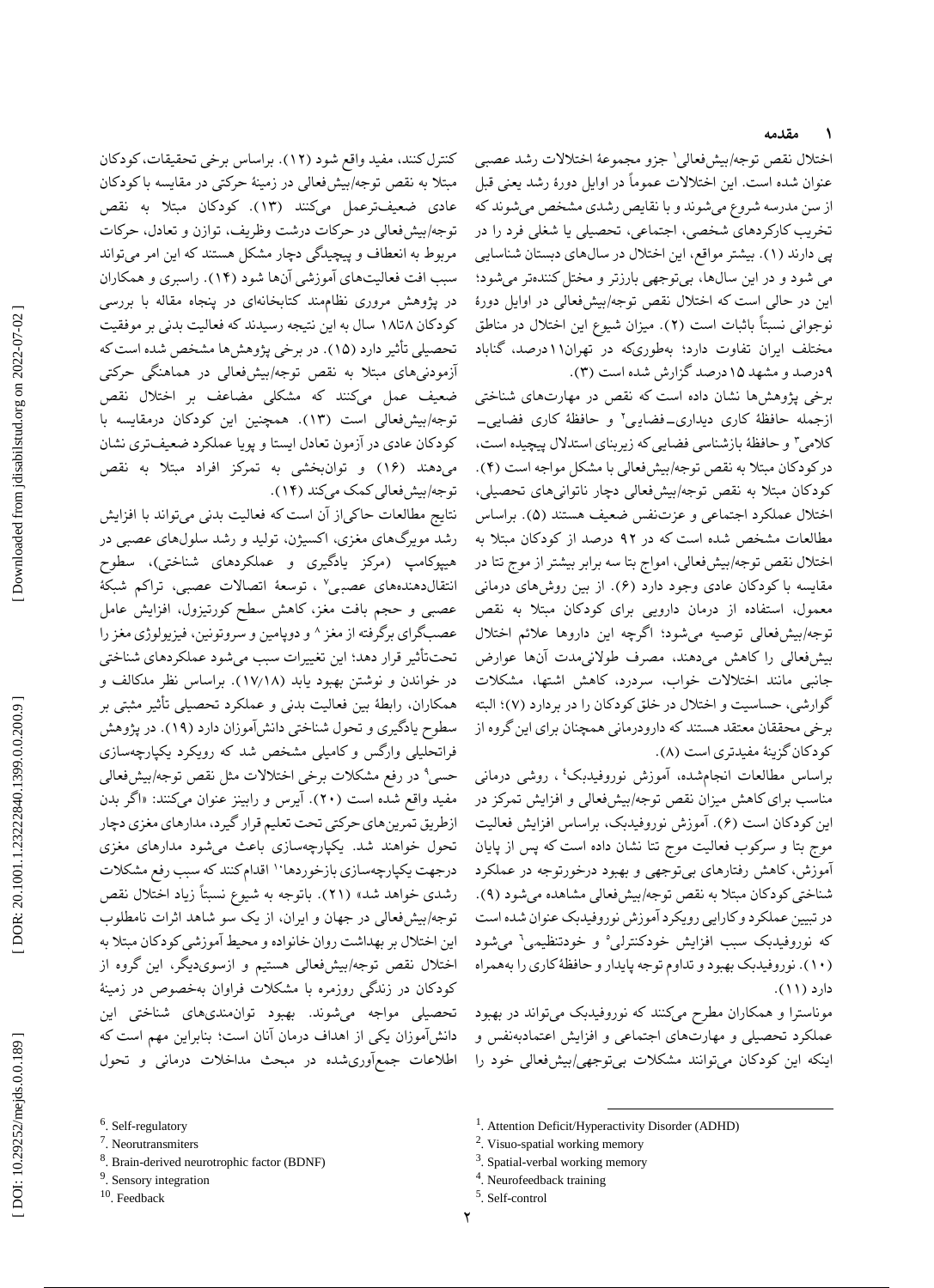## ۱ مقدمه

اختلال نقص توجه/بیش‌فعالی[1] جزو مجموعهٔ اختلالات رشد عصبی عنوان شده است. این اختلالات عموماً در اوایل دورهٔ رشد یعنی قبل از سن مدرسه شروع می‌شوند و با نقایص رشدی مشخص می‌شوند که تخریب کارکردهای شخصی، اجتماعی، تحصیلی یا شغلی فرد را در پی دارند (۱). بیشتر مواقع، این اختلال در سال‌های دبستان شناسایی می شود و در این سال‌ها، بی‌توجهی بارزتر و مختل کننده‌تر می‌شود؛ این در حالی است که اختلال نقص توجه/بیش‌فعالی در اوایل دورهٔ نوجوانی نسبتاً باثبات است (۲). میزان شیوع این اختلال در مناطق مختلف ایران تفاوت دارد؛ به‌طوری‌که در تهران۱۱درصد، گناباد ۹درصد و مشهد ۱۵ درصد گزارش شده است (۳).

برخی پژوهش‌ها نشان داده است که نقص در مهارت‌های شناختی ازجمله حافظهٔ کاری دیداری‌ـ‌فضایی[2] و حافظهٔ کاری فضایی‌ـ‌کلامی[3] و حافظهٔ بازشناسی فضایی که زیربنای استدلال پیچیده است، در کودکان مبتلا به نقص توجه/بیش‌فعالی با مشکل مواجه است (۴). کودکان مبتلا به نقص توجه/بیش‌فعالی دچار ناتوانی‌های تحصیلی، اختلال عملکرد اجتماعی و عزت‌نفس ضعیف هستند (۵). براساس مطالعات مشخص شده است که در ۹۲ درصد از کودکان مبتلا به اختلال نقص توجه/بیش‌فعالی، امواج بتا سه برابر بیشتر از موج تتا در مقایسه با کودکان عادی وجود دارد (۶). از بین روش‌های درمانی معمول، استفاده از درمان دارویی برای کودکان مبتلا به نقص توجه/بیش‌فعالی توصیه می‌شود؛ اگرچه این داروها علائم اختلال بیش‌فعالی را کاهش می‌دهند، مصرف طولانی‌مدت آن‌ها عوارض جانبی مانند اختلالات خواب، سردرد، کاهش اشتها، مشکلات گوارشی، حساسیت و اختلال در خلق کودکان را در بردارد (۷)؛ البته برخی محققان معتقد هستند که دارودرمانی همچنان برای این گروه از کودکان گزینهٔ مفیدتری است (۸).

براساس مطالعات انجام‌شده، آموزش نوروفیدبک[4]، روشی درمانی مناسب برای کاهش میزان نقص توجه/بیش‌فعالی و افزایش تمرکز در این کودکان است (۶). آموزش نوروفیدبک، براساس افزایش فعالیت موج بتا و سرکوب فعالیت موج تتا نشان داده است که پس از پایان آموزش، کاهش رفتارهای بی‌توجهی و بهبود درخورتوجه در عملکرد شناختی کودکان مبتلا به نقص توجه/بیش‌فعالی مشاهده می‌شود (۹). در تبیین عملکرد و کارایی رویکرد آموزش نوروفیدبک عنوان شده است که نوروفیدبک سبب افزایش خودکنترلی[5] و خودتنظیمی[6] می‌شود (۱۰). نوروفیدبک بهبود و تداوم توجه پایدار و حافظهٔ کاری را به‌همراه دارد (۱۱).

موناسترا و همکاران مطرح می‌کنند که نوروفیدبک می‌تواند در بهبود عملکرد تحصیلی و مهارت‌های اجتماعی و افزایش اعتمادبه‌نفس و اینکه این کودکان می‌توانند مشکلات بی‌توجهی/بیش‌فعالی خود را کنترل کنند، مفید واقع شود (۱۲). براساس برخی تحقیقات، کودکان مبتلا به نقص توجه/بیش‌فعالی در زمینهٔ حرکتی در مقایسه با کودکان عادی ضعیف‌ترعمل می‌کنند (۱۳). کودکان مبتلا به نقص توجه/بیش‌فعالی در حرکات درشت وظریف، توازن و تعادل، حرکات مربوط به انعطاف و پیچیدگی دچار مشکل هستند که این امر می‌تواند سبب افت فعالیت‌های آموزشی آن‌ها شود (۱۴). راسبری و همکاران در پژوهش مروری نظام‌مند کتابخانه‌ای در پنجاه مقاله با بررسی کودکان ۸تا۱۸ سال به این نتیجه رسیدند که فعالیت بدنی بر موفقیت تحصیلی تأثیر دارد (۱۵). در برخی پژوهش‌ها مشخص شده است که آزمودنی‌های مبتلا به نقص توجه/بیش‌فعالی در هماهنگی حرکتی ضعیف عمل می‌کنند که مشکلی مضاعف بر اختلال نقص توجه/بیش‌فعالی است (۱۳). همچنین این کودکان درمقایسه با کودکان عادی در آزمون تعادل ایستا و پویا عملکرد ضعیف‌تری نشان می‌دهند (۱۶) و توان‌بخشی به تمرکز افراد مبتلا به نقص توجه/بیش‌فعالی کمک می‌کند (۱۴).

نتایج مطالعات حاکی‌از آن است که فعالیت بدنی می‌تواند با افزایش رشد مویرگ‌های مغزی، اکسیژن، تولید و رشد سلول‌های عصبی در هیپوکامپ (مرکز یادگیری و عملکردهای شناختی)، سطوح انتقال‌دهنده‌های عصبی[7]، توسعهٔ اتصالات عصبی، تراکم شبکهٔ عصبی و حجم بافت مغز، کاهش سطح کورتیزول، افزایش عامل عصب‌گرای برگرفته از مغز[8] و دوپامین و سروتونین، فیزیولوژی مغز را تحت‌تأثیر قرار دهد؛ این تغییرات سبب می‌شود عملکردهای شناختی در خواندن و نوشتن بهبود یابد (۱۷/۱۸). براساس نظر مدکالف و همکاران، رابطهٔ بین فعالیت بدنی و عملکرد تحصیلی تأثیر مثبتی بر سطوح یادگیری و تحول شناختی دانش‌آموزان دارد (۱۹). در پژوهش فراتحلیلی وارگس و کامیلی مشخص شد که رویکرد یکپارچه‌سازی حسی[9] در رفع مشکلات برخی اختلالات مثل نقص توجه/بیش‌فعالی مفید واقع شده است (۲۰). آیرس و رابینز عنوان می‌کنند: «اگر بدن ازطریق تمرین‌های حرکتی تحت تعلیم قرار گیرد، مدارهای مغزی دچار تحول خواهند شد. یکپارچه‌سازی باعث می‌شود مدارهای مغزی درجهت یکپارچه‌سازی بازخوردها[10] اقدام کنند که سبب رفع مشکلات رشدی خواهد شد» (۲۱). باتوجه به شیوع نسبتاً زیاد اختلال نقص توجه/بیش‌فعالی در جهان و ایران، از یک سو شاهد اثرات نامطلوب این اختلال بر بهداشت روان خانواده و محیط آموزشی کودکان مبتلا به اختلال نقص توجه/بیش‌فعالی هستیم و ازسوی‌دیگر، این گروه از کودکان در زندگی روزمره با مشکلات فراوان به‌خصوص در زمینهٔ تحصیلی مواجه می‌شوند. بهبود توانمندی‌های شناختی این دانش‌آموزان یکی از اهداف درمان آنان است؛ بنابراین مهم است که اطلاعات جمع‌آوری‌شده در مبحث مداخلات درمانی و تحول

---

[1]. Attention Deficit/Hyperactivity Disorder (ADHD)
[2]. Visuo-spatial working memory
[3]. Spatial-verbal working memory
[4]. Neurofeedback training
[5]. Self-control
[6]. Self-regulatory
[7]. Neorutransmiters
[8]. Brain-derived neurotrophic factor (BDNF)
[9]. Sensory integration
[10]. Feedback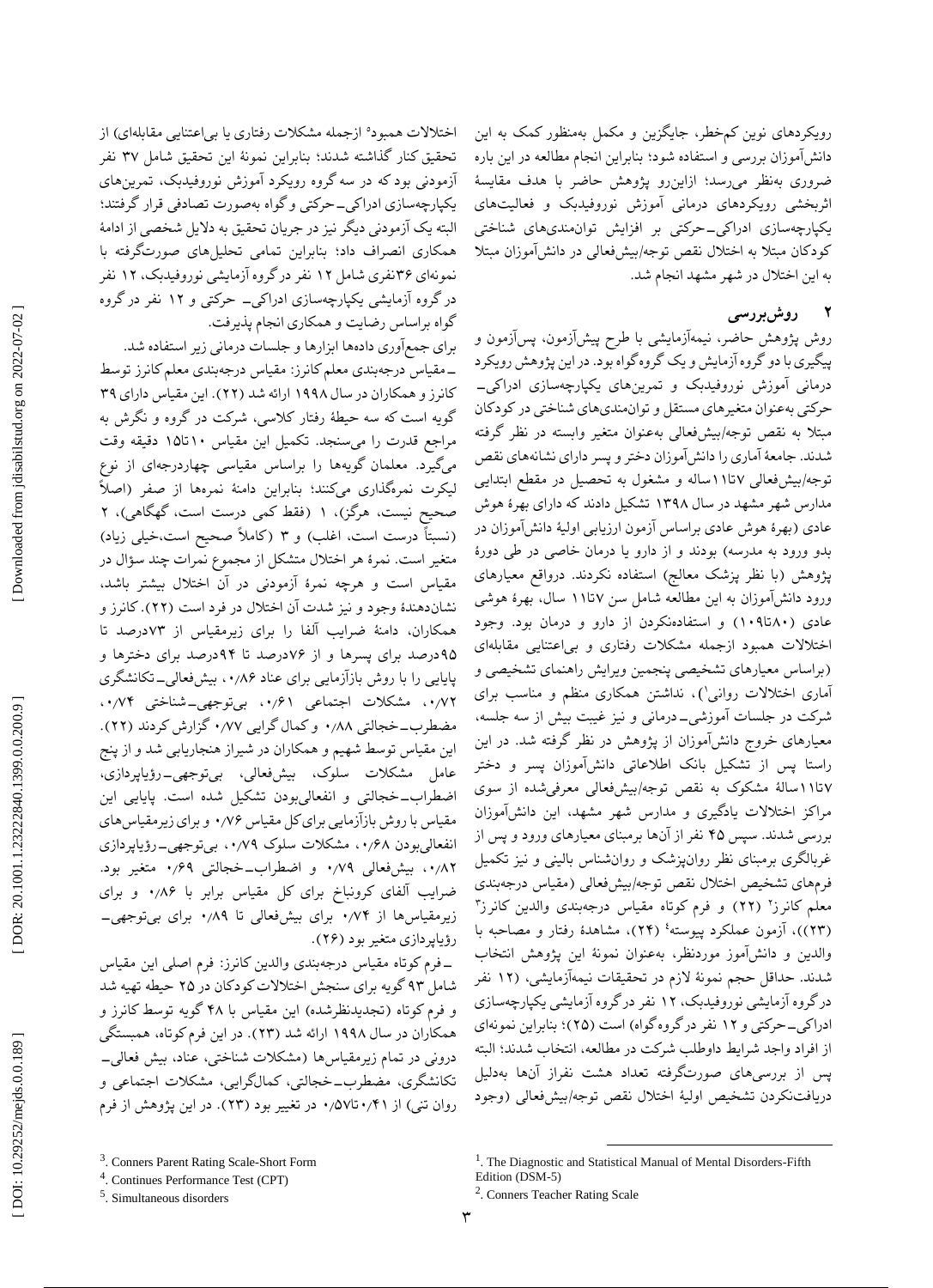رویکردهای نوین کم‌خطر، جایگزین و مکمل به‌منظور کمک به این دانش‌آموزان بررسی و استفاده شود؛ بنابراین انجام مطالعه در این باره ضروری به‌نظر می‌رسد؛ ازاین‌رو پژوهش حاضر با هدف مقایسهٔ اثربخشی رویکردهای درمانی آموزش نوروفیدبک و فعالیت‌های یکپارچه‌سازی ادراکی‌ـ‌حرکتی بر افزایش توانمندی‌های شناختی کودکان مبتلا به اختلال نقص توجه/بیش‌فعالی در دانش‌آموزان مبتلا به این اختلال در شهر مشهد انجام شد.

## ۲ روش‌بررسی

روش پژوهش حاضر، نیمه‌آزمایشی با طرح پیش‌آزمون، پس‌آزمون و پیگیری با دو گروه آزمایش و یک گروه گواه بود. در این پژوهش رویکرد درمانی آموزش نوروفیدبک و تمرین‌های یکپارچه‌سازی ادراکی‌ـ‌حرکتی به‌عنوان متغیرهای مستقل و توانمندی‌های شناختی در کودکان مبتلا به نقص توجه/بیش‌فعالی به‌عنوان متغیر وابسته در نظر گرفته شدند. جامعهٔ آماری را دانش‌آموزان دختر و پسر دارای نشانه‌های نقص توجه/بیش‌فعالی ۷تا۱۱ساله و مشغول به تحصیل در مقطع ابتدایی مدارس شهر مشهد در سال ۱۳۹۸ تشکیل دادند که دارای بهرهٔ هوش عادی (بهرهٔ هوش عادی براساس آزمون ارزیابی اولیهٔ دانش‌آموزان در بدو ورود به مدرسه) بودند و از دارو یا درمان خاصی در طی دورهٔ پژوهش (با نظر پزشک معالج) استفاده نکردند. درواقع معیارهای ورود دانش‌آموزان به این مطالعه شامل سن ۷تا۱۱ سال، بهرهٔ هوشی عادی (۸۰تا۱۰۹) و استفاده‌نکردن از دارو و درمان بود. وجود اختلالات همبود ازجمله مشکلات رفتاری و بی‌اعتنایی مقابله‌ای (براساس معیارهای تشخیصی پنجمین ویرایش راهنمای تشخیصی و آماری اختلالات روانی[1])، نداشتن همکاری منظم و مناسب برای شرکت در جلسات آموزشی‌ـ‌درمانی و نیز غیبت بیش از سه جلسه، معیارهای خروج دانش‌آموزان از پژوهش در نظر گرفته شد. در این راستا پس از تشکیل بانک اطلاعاتی دانش‌آموزان پسر و دختر ۷تا۱۱سالهٔ مشکوک به نقص توجه/بیش‌فعالی معرفی‌شده از سوی مراکز اختلالات یادگیری و مدارس شهر مشهد، این دانش‌آموزان بررسی شدند. سپس ۴۵ نفر از آن‌ها برمبنای معیارهای ورود و پس از غربالگری برمبنای نظر روان‌پزشک و روان‌شناس بالینی و نیز تکمیل فرم‌های تشخیص اختلال نقص توجه/بیش‌فعالی (مقیاس درجه‌بندی معلم کانرز[2] (۲۲) و فرم کوتاه مقیاس درجه‌بندی والدین کانرز[3] (۲۳))، آزمون عملکرد پیوسته[4] (۲۴)، مشاهدهٔ رفتار و مصاحبه با والدین و دانش‌آموز موردنظر، به‌عنوان نمونهٔ این پژوهش انتخاب شدند. حداقل حجم نمونهٔ لازم در تحقیقات نیمه‌آزمایشی، (۱۲ نفر در گروه آزمایشی نوروفیدبک، ۱۲ نفر در گروه آزمایشی یکپارچه‌سازی ادراکی‌ـ‌حرکتی و ۱۲ نفر در گروه گواه) است (۲۵)؛ بنابراین نمونه‌ای از افراد واجد شرایط داوطلب شرکت در مطالعه، انتخاب شدند؛ البته پس از بررسی‌های صورت‌گرفته تعداد هشت نفراز آن‌ها به‌دلیل دریافت‌نکردن تشخیص اولیهٔ اختلال نقص توجه/بیش‌فعالی (وجود اختلالات همبود[5] ازجمله مشکلات رفتاری یا بی‌اعتنایی مقابله‌ای) از تحقیق کنار گذاشته شدند؛ بنابراین نمونهٔ این تحقیق شامل ۳۷ نفر آزمودنی بود که در سه گروه رویکرد آموزش نوروفیدبک، تمرین‌های یکپارچه‌سازی ادراکی‌ـ‌حرکتی و گواه به‌صورت تصادفی قرار گرفتند؛ البته یک آزمودنی دیگر نیز در جریان تحقیق به دلایل شخصی از ادامهٔ همکاری انصراف داد؛ بنابراین تمامی تحلیل‌های صورت‌گرفته با نمونه‌ای ۳۶نفری شامل ۱۲ نفر در گروه آزمایشی نوروفیدبک، ۱۲ نفر در گروه آزمایشی یکپارچه‌سازی ادراکی‌ـ حرکتی و ۱۲ نفر در گروه گواه براساس رضایت و همکاری انجام پذیرفت.

برای جمع‌آوری داده‌ها ابزارها و جلسات درمانی زیر استفاده شد.

ـ مقیاس درجه‌بندی معلم کانرز: مقیاس درجه‌بندی معلم کانرز توسط کانرز و همکاران در سال ۱۹۹۸ ارائه شد (۲۲). این مقیاس دارای ۳۹ گویه است که سه حیطهٔ رفتار کلاسی، شرکت در گروه و نگرش به مراجع قدرت را می‌سنجد. تکمیل این مقیاس ۱۰تا۱۵ دقیقه وقت می‌گیرد. معلمان گویه‌ها را براساس مقیاسی چهاردرجه‌ای از نوع لیکرت نمره‌گذاری می‌کنند؛ بنابراین دامنهٔ نمره‌ها از صفر (اصلاً صحیح نیست، هرگز)، ۱ (فقط کمی درست است، گهگاهی)، ۲ (نسبتاً درست است، اغلب) و ۳ (کاملاً صحیح است،خیلی زیاد) متغیر است. نمرهٔ هر اختلال متشکل از مجموع نمرات چند سؤال در مقیاس است و هرچه نمرهٔ آزمودنی در آن اختلال بیشتر باشد، نشان‌دهندهٔ وجود و نیز شدت آن اختلال در فرد است (۲۲). کانرز و همکاران، دامنهٔ ضرایب آلفا را برای زیرمقیاس از ۷۳درصد تا ۹۵درصد برای پسرها و از ۷۶درصد تا ۹۴درصد برای دخترها و پایایی را با روش بازآزمایی برای عناد ۰٫۸۶، بیش‌فعالی‌ـ‌تکانشگری ۰٫۷۲، مشکلات اجتماعی ۰٫۶۱، بی‌توجهی‌ـ‌شناختی ۰٫۷۴، مضطرب‌ـ‌خجالتی ۰٫۸۸ و کمال گرایی ۰٫۷۷ گزارش کردند (۲۲). این مقیاس توسط شهیم و همکاران در شیراز هنجاریابی شد و از پنج عامل مشکلات سلوک، بیش‌فعالی، بی‌توجهی‌ـ‌رؤیاپردازی، اضطراب‌ـ‌خجالتی و انفعالی‌بودن تشکیل شده است. پایایی این مقیاس با روش بازآزمایی برای کل مقیاس ۰٫۷۶ و برای زیرمقیاس‌های انفعالی‌بودن ۰٫۶۸، مشکلات سلوک ۰٫۷۹، بی‌توجهی‌ـ‌رؤیاپردازی ۰٫۸۲، بیش‌فعالی ۰٫۷۹ و اضطراب‌ـ‌خجالتی ۰٫۶۹ متغیر بود. ضرایب آلفای کرونباخ برای کل مقیاس برابر با ۰٫۸۶ و برای زیرمقیاس‌ها از ۰٫۷۴ برای بیش‌فعالی تا ۰٫۸۹ برای بی‌توجهی‌ـ‌رؤیاپردازی متغیر بود (۲۶).

ـ فرم کوتاه مقیاس درجه‌بندی والدین کانرز: فرم اصلی این مقیاس شامل ۹۳ گویه برای سنجش اختلالات کودکان در ۲۵ حیطه تهیه شد و فرم کوتاه (تجدیدنظرشده) این مقیاس با ۴۸ گویه توسط کانرز و همکاران در سال ۱۹۹۸ ارائه شد (۲۳). در این فرم کوتاه، همبستگی درونی در تمام زیرمقیاس‌ها (مشکلات شناختی، عناد، بیش فعالی‌ـ‌تکانشگری، مضطرب‌ـ‌خجالتی، کمال‌گرایی، مشکلات اجتماعی و روان تنی) از ۰٫۴۱ تا۰٫۵۷ در تغییر بود (۲۳). در این پژوهش از فرم

---

[1]. The Diagnostic and Statistical Manual of Mental Disorders-Fifth Edition (DSM-5)

[2]. Conners Teacher Rating Scale

[3]. Conners Parent Rating Scale-Short Form

[4]. Continues Performance Test (CPT)

[5]. Simultaneous disorders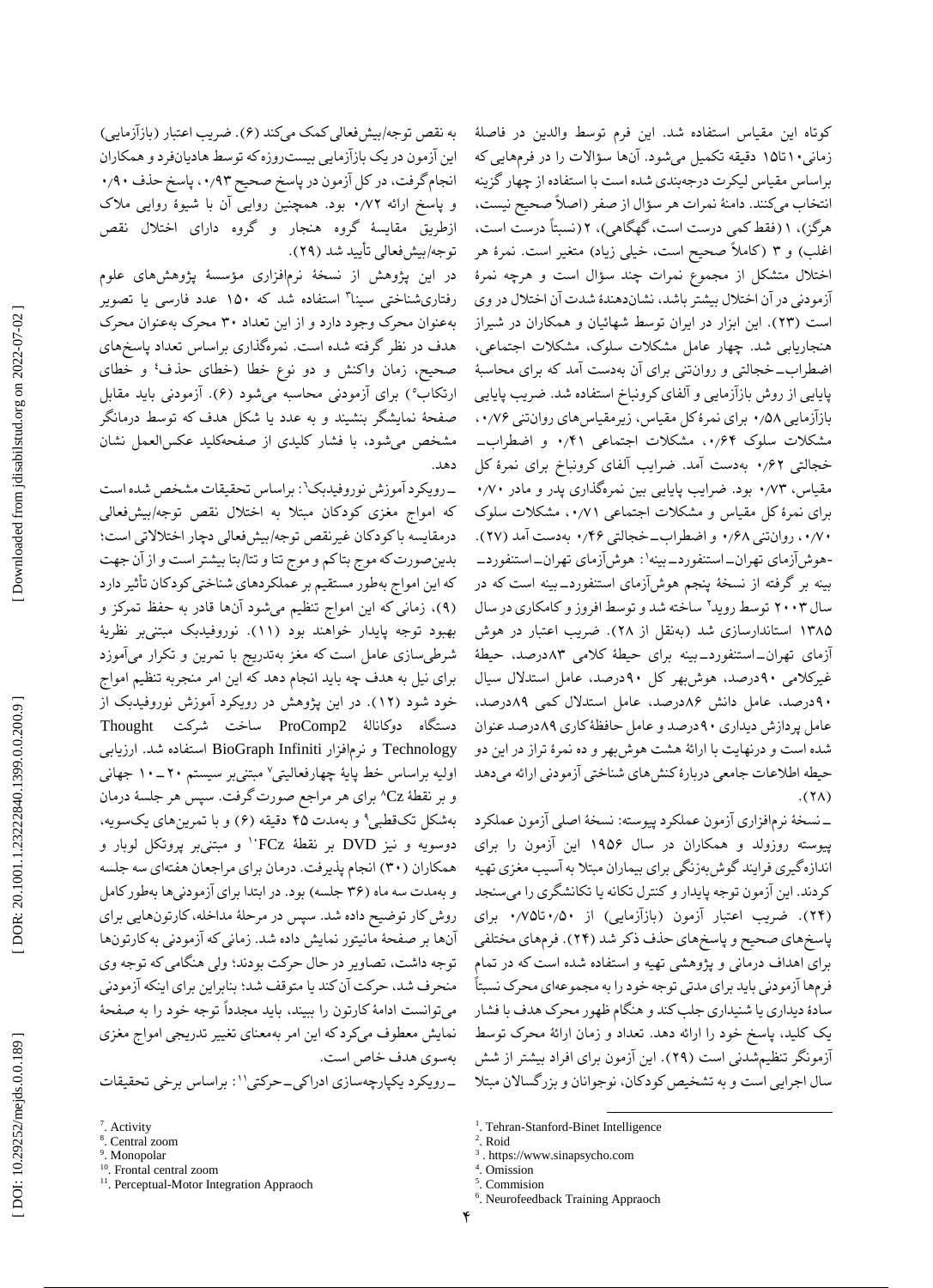کوتاه این مقیاس استفاده شد. این فرم توسط والدین در فاصلهٔ زمانی ۱۰ تا ۱۵ دقیقه تکمیل می‌شود. آن‌ها سؤالات را در فرم‌هایی که براساس مقیاس لیکرت درجه‌بندی شده است با استفاده از چهار گزینه انتخاب می‌کنند. دامنهٔ نمرات هر سؤال از صفر (اصلاً صحیح نیست، هرگز)، ۱ (فقط کمی درست است، گهگاهی)، ۲ (نسبتاً درست است، اغلب) و ۳ (کاملاً صحیح است، خیلی زیاد) متغیر است. نمرهٔ هر اختلال متشکل از مجموع نمرات چند سؤال است و هرچه نمرهٔ آزمودنی در آن اختلال بیشتر باشد، نشان‌دهندهٔ شدت آن اختلال در وی است (۲۳). این ابزار در ایران توسط شهائیان و همکاران در شیراز هنجاریابی شد. چهار عامل مشکلات سلوک، مشکلات اجتماعی، اضطراب‌ـ‌خجالتی و روان‌تنی برای آن به‌دست آمد که برای محاسبهٔ پایایی از روش بازآزمایی و آلفای کرونباخ استفاده شد. ضریب پایایی بازآزمایی ۰/۵۸ برای نمرهٔ کل مقیاس، زیرمقیاس‌های روان‌تنی ۰/۷۶، مشکلات سلوک ۰/۶۴، مشکلات اجتماعی ۰/۴۱ و اضطراب‌ـ خجالتی ۰/۶۲ به‌دست آمد. ضرایب آلفای کرونباخ برای نمرهٔ کل مقیاس، ۰/۷۳ بود. ضرایب پایایی بین نمره‌گذاری پدر و مادر ۰/۷۰ برای نمرهٔ کل مقیاس و مشکلات اجتماعی ۰/۷۱، مشکلات سلوک ۰/۷۰، روان‌تنی ۰/۶۸ و اضطراب‌ـ‌خجالتی ۰/۴۶ به‌دست آمد (۲۷).

-هوش‌آزمای تهران‌ـ استنفورد‌ـ بینه[1]: هوش‌آزمای تهران‌ـ‌استنفورد‌ـ بینه بر گرفته از نسخهٔ پنجم هوش‌آزمای استنفورد‌ـ‌بینه است که در سال ۲۰۰۳ توسط روید[2] ساخته شد و توسط افروز و کامکاری در سال ۱۳۸۵ استانداردسازی شد (به‌نقل از ۲۸). ضریب اعتبار در هوش آزمای تهران‌ـ‌استنفورد‌ـ‌بینه برای حیطهٔ کلامی ۸۳درصد، حیطهٔ غیرکلامی ۹۰درصد، هوش‌بهر کل ۹۰درصد، عامل استدلال سیال ۹۰درصد، عامل دانش ۸۶درصد، عامل استدلال کمی ۸۹درصد، عامل پردازش دیداری ۹۰درصد و عامل حافظهٔ‌کاری ۸۹درصد عنوان شده است و درنهایت با ارائهٔ هشت هوش‌بهر و ده نمرهٔ تراز در این دو حیطه اطلاعات جامعی دربارهٔ کنش‌های شناختی آزمودنی ارائه می‌دهد (۲۸).

ـ نسخهٔ نرم‌افزاری آزمون عملکرد پیوسته: نسخهٔ اصلی آزمون عملکرد پیوسته روزولد و همکاران در سال ۱۹۵۶ این آزمون را برای اندازه‌گیری فرایند گوش‌به‌زنگی برای بیماران مبتلا به آسیب مغزی تهیه کردند. این آزمون توجه پایدار و کنترل تکانه یا تکانشگری را می‌سنجد (۲۴). ضریب اعتبار آزمون (بازآزمایی) از ۰/۵۰ تا ۰/۷۵ برای پاسخ‌های صحیح و پاسخ‌های حذف ذکر شد (۲۴). فرم‌های مختلفی برای اهداف درمانی و پژوهشی تهیه و استفاده شده است که در تمام فرم‌ها آزمودنی باید برای مدتی توجه خود را به مجموعه‌ای محرک نسبتاً سادهٔ دیداری یا شنیداری جلب کند و هنگام ظهور محرک هدف با فشار یک کلید، پاسخ خود را ارائه دهد. تعداد و زمان ارائهٔ محرک توسط آزمونگر تنظیم‌شدنی است (۲۹). این آزمون برای افراد بیشتر از شش سال اجرایی است و به تشخیص کودکان، نوجوانان و بزرگسالان مبتلا به نقص توجه/بیش‌فعالی کمک می‌کند (۶). ضریب اعتبار (بازآزمایی) این آزمون در یک بازآزمایی بیست‌روزه که توسط هادیان‌فرد و همکاران انجام گرفت، در کل آزمون در پاسخ صحیح ۰/۹۳، پاسخ حذف ۰/۹۰ و پاسخ ارائه ۰/۷۲ بود. همچنین روایی آن با شیوهٔ روایی ملاک ازطریق مقایسهٔ گروه هنجار و گروه دارای اختلال نقص توجه/بیش‌فعالی تأیید شد (۲۹).

در این پژوهش از نسخهٔ نرم‌افزاری مؤسسهٔ پژوهش‌های علوم رفتاری‌شناختی سینا[3] استفاده شد که ۱۵۰ عدد فارسی یا تصویر به‌عنوان محرک وجود دارد و از این تعداد ۳۰ محرک به‌عنوان محرک هدف در نظر گرفته شده است. نمره‌گذاری براساس تعداد پاسخ‌های صحیح، زمان واکنش و دو نوع خطا (خطای حذف[4] و خطای ارتکاب[5]) برای آزمودنی محاسبه می‌شود (۶). آزمودنی باید مقابل صفحهٔ نمایشگر بنشیند و به عدد یا شکل هدف که توسط درمانگر مشخص می‌شود، با فشار کلیدی از صفحه‌کلید عکس‌العمل نشان دهد.

ـ رویکرد آموزش نوروفیدبک[6]: براساس تحقیقات مشخص شده است که امواج مغزی کودکان مبتلا به اختلال نقص توجه/بیش‌فعالی درمقایسه با کودکان غیرنقص توجه/بیش‌فعالی دچار اختلالاتی است؛ بدین‌صورت که موج بتاکم و موج تتا و تتا/بتا بیشتر است و از آن جهت که این امواج به‌طور مستقیم بر عملکردهای شناختی کودکان تأثیر دارد (۹)، زمانی که این امواج تنظیم می‌شود آن‌ها قادر به حفظ تمرکز و بهبود توجه پایدار خواهند بود (۱۱). نوروفیدبک مبتنی‌بر نظریهٔ شرطی‌سازی عامل است که مغز به‌تدریج با تمرین و تکرار می‌آموزد برای نیل به هدف چه باید انجام دهد که این امر منجربه تنظیم امواج خود شود (۱۲). در این پژوهش در رویکرد آموزش نوروفیدبک از دستگاه دوکانالهٔ ProComp2 ساخت شرکت Thought Technology و نرم‌افزار BioGraph Infiniti استفاده شد. ارزیابی اولیه براساس خط پایهٔ چهارفعالیتی[7] مبتنی‌بر سیستم ۲۰ـ۱۰ جهانی و بر نقطهٔ Cz[8] برای هر مراجع صورت گرفت. سپس هر جلسهٔ درمان به‌شکل تک‌قطبی[9] و به‌مدت ۴۵ دقیقه (۶) و با تمرین‌های یک‌سویه، دوسویه و نیز DVD بر نقطهٔ FCz[10] و مبتنی‌بر پروتکل لوبار و همکاران (۳۰) انجام پذیرفت. درمان برای مراجعان هفته‌ای سه جلسه و به‌مدت سه ماه (۳۶ جلسه) بود. در ابتدا برای آزمودنی‌ها به‌طور کامل روش کار توضیح داده شد. سپس در مرحلهٔ مداخله، کارتون‌هایی برای آن‌ها بر صفحهٔ مانیتور نمایش داده شد. زمانی که آزمودنی به کارتون‌ها توجه داشت، تصاویر در حال حرکت بودند؛ ولی هنگامی که توجه وی منحرف شد، حرکت آن کند یا متوقف شد؛ بنابراین برای اینکه آزمودنی می‌توانست ادامهٔ کارتون را ببیند، باید مجدداً توجه خود را به صفحهٔ نمایش معطوف می‌کرد که این امر به‌معنای تغییر تدریجی امواج مغزی به‌سوی هدف خاص است.

ـ رویکرد یکپارچه‌سازی ادراکی‌ـ‌حرکتی[11]: براساس برخی تحقیقات

---

[1]. Tehran-Stanford-Binet Intelligence
[2]. Roid
[3]. https://www.sinapsycho.com
[4]. Omission
[5]. Commision
[6]. Neurofeedback Training Appraoch
[7]. Activity
[8]. Central zoom
[9]. Monopolar
[10]. Frontal central zoom
[11]. Perceptual-Motor Integration Appraoch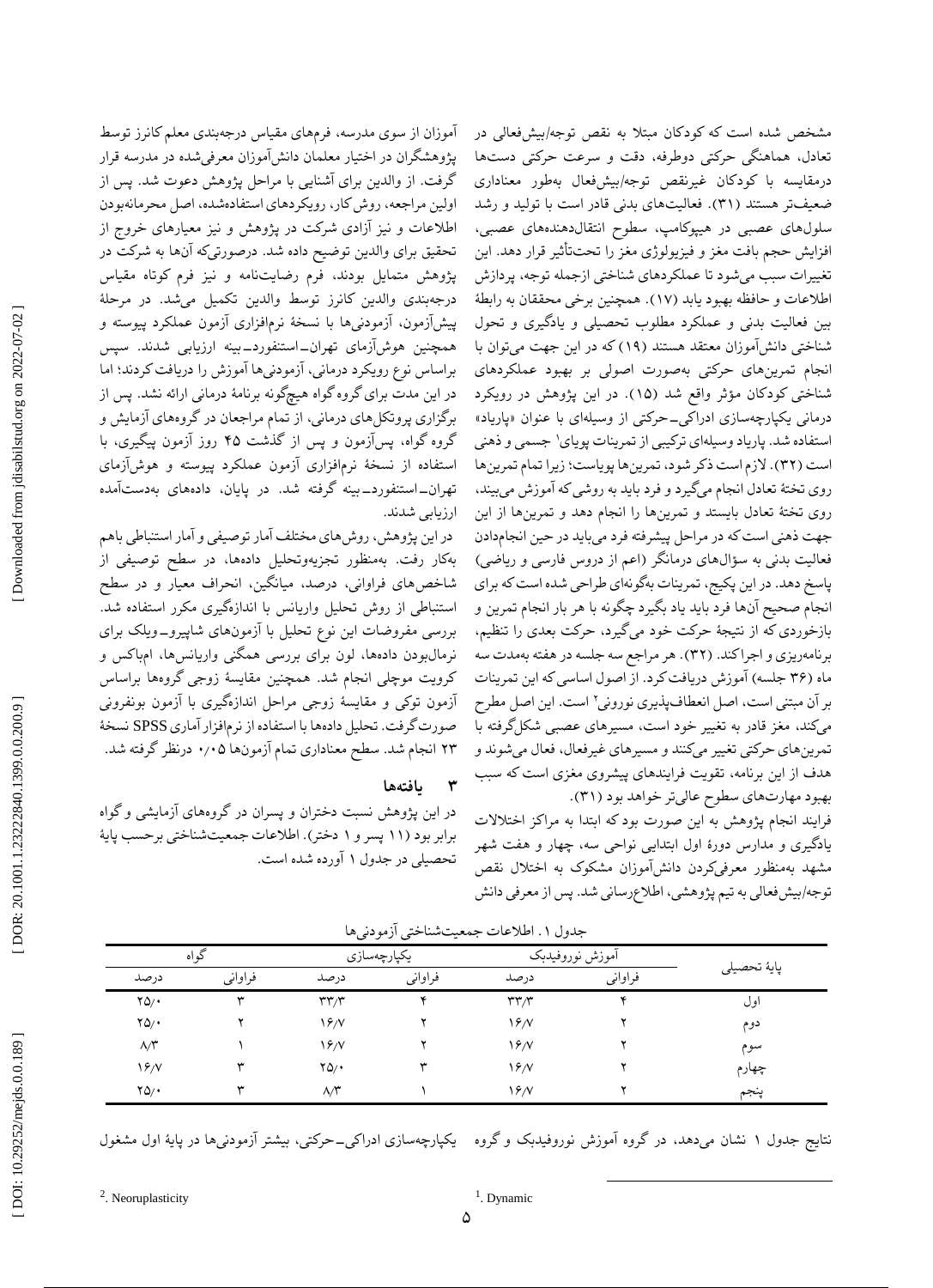مشخص شده است که کودکان مبتلا به نقص توجه/بیش‌فعالی در تعادل، هماهنگی حرکتی دوطرفه، دقت و سرعت حرکتی دست‌ها درمقایسه با کودکان غیرنقص توجه/بیش‌فعال به‌طور معناداری ضعیف‌تر هستند (۳۱). فعالیت‌های بدنی قادر است با تولید و رشد سلول‌های عصبی در هیپوکامپ، سطوح انتقال‌دهنده‌های عصبی، افزایش حجم بافت مغز و فیزیولوژی مغز را تحت‌تأثیر قرار دهد. این تغییرات سبب می‌شود تا عملکردهای شناختی ازجمله توجه، پردازش اطلاعات و حافظه بهبود یابد (۱۷). همچنین برخی محققان به رابطهٔ بین فعالیت بدنی و عملکرد مطلوب تحصیلی و یادگیری و تحول شناختی دانش‌آموزان معتقد هستند (۱۹) که در این جهت می‌توان با انجام تمرین‌های حرکتی به‌صورت اصولی بر بهبود عملکردهای شناختی کودکان مؤثر واقع شد (۱۵). در این پژوهش در رویکرد درمانی یکپارچه‌سازی ادراکی‌ـحرکتی از وسیله‌ای با عنوان «پاریاد» استفاده شد. پاریاد وسیله‌ای ترکیبی از تمرینات پویای[1] جسمی و ذهنی است (۳۲). لازم است ذکر شود، تمرین‌ها پویاست؛ زیرا تمام تمرین‌ها روی تختهٔ تعادل انجام می‌گیرد و فرد باید به روشی که آموزش می‌بیند، روی تختهٔ تعادل بایستد و تمرین‌ها را انجام دهد و تمرین‌ها از این جهت ذهنی است که در مراحل پیشرفته فرد می‌باید در حین انجام‌دادن فعالیت بدنی به سؤال‌های درمانگر (اعم از دروس فارسی و ریاضی) پاسخ دهد. در این پکیج، تمرینات به‌گونه‌ای طراحی شده است که برای انجام صحیح آن‌ها فرد باید یاد بگیرد چگونه با هر بار انجام تمرین و بازخوردی که از نتیجهٔ حرکت خود می‌گیرد، حرکت بعدی را تنظیم، برنامه‌ریزی و اجرا کند. (۳۲). هر مراجع سه جلسه در هفته به‌مدت سه ماه (۳۶ جلسه) آموزش دریافت کرد. از اصول اساسی که این تمرینات بر آن مبتنی است، اصل انعطاف‌پذیری نورونی[2] است. این اصل مطرح می‌کند، مغز قادر به تغییر خود است، مسیرهای عصبی شکل‌گرفته با تمرین‌های حرکتی تغییر می‌کنند و مسیرهای غیرفعال، فعال می‌شوند و هدف از این برنامه، تقویت فرایندهای پیشروی مغزی است که سبب بهبود مهارت‌های سطوح عالی‌تر خواهد بود (۳۱).

فرایند انجام پژوهش به این صورت بود که ابتدا به مراکز اختلالات یادگیری و مدارس دورهٔ اول ابتدایی نواحی سه، چهار و هفت شهر مشهد به‌منظور معرفی‌کردن دانش‌آموزان مشکوک به اختلال نقص توجه/بیش‌فعالی به تیم پژوهشی، اطلاع‌رسانی شد. پس از معرفی دانش‌آموزان از سوی مدرسه، فرم‌های مقیاس درجه‌بندی معلم کانرز توسط پژوهشگران در اختیار معلمان دانش‌آموزان معرفی‌شده در مدرسه قرار گرفت. از والدین برای آشنایی با مراحل پژوهش دعوت شد. پس از اولین مراجعه، روش کار، رویکردهای استفاده‌شده، اصل محرمانه‌بودن اطلاعات و نیز آزادی شرکت در پژوهش و نیز معیارهای خروج از تحقیق برای والدین توضیح داده شد. درصورتی‌که آن‌ها به شرکت در پژوهش متمایل بودند، فرم رضایت‌نامه و نیز فرم کوتاه مقیاس درجه‌بندی والدین کانرز توسط والدین تکمیل می‌شد. در مرحلهٔ پیش‌آزمون، آزمودنی‌ها با نسخهٔ نرم‌افزاری آزمون عملکرد پیوسته و همچنین هوش‌آزمای تهران‌ـاستنفوردـ‌بینه ارزیابی شدند. سپس براساس نوع رویکرد درمانی، آزمودنی‌ها آموزش را دریافت کردند؛ اما در این مدت برای گروه گواه هیچ‌گونه برنامهٔ درمانی ارائه نشد. پس از برگزاری پروتکل‌های درمانی، از تمام مراجعان در گروه‌های آزمایش و گروه گواه، پس‌آزمون و پس از گذشت ۴۵ روز آزمون پیگیری، با استفاده از نسخهٔ نرم‌افزاری آزمون عملکرد پیوسته و هوش‌آزمای تهران‌ـاستنفوردـ‌بینه گرفته شد. در پایان، داده‌های به‌دست‌آمده ارزیابی شدند.

در این پژوهش، روش‌های مختلف آمار توصیفی و آمار استنباطی باهم به‌کار رفت. به‌منظور تجزیه‌وتحلیل داده‌ها، در سطح توصیفی از شاخص‌های فراوانی، درصد، میانگین، انحراف معیار و در سطح استنباطی از روش تحلیل واریانس با اندازه‌گیری مکرر استفاده شد. بررسی مفروضات این نوع تحلیل با آزمون‌های شاپیروـ‌ویلک برای نرمال‌بودن داده‌ها، لون برای بررسی همگنی واریانس‌ها، ام‌باکس و کرویت موچلی انجام شد. همچنین مقایسهٔ زوجی گروه‌ها براساس آزمون توکی و مقایسهٔ زوجی مراحل اندازه‌گیری با آزمون بونفرونی صورت گرفت. تحلیل داده‌ها با استفاده از نرم‌افزار آماری SPSS نسخهٔ ۲۳ انجام شد. سطح معناداری تمام آزمون‌ها ۰٫۰۵ درنظر گرفته شد.

## ۳ یافته‌ها

در این پژوهش نسبت دختران و پسران در گروه‌های آزمایشی و گواه برابر بود (۱۱ پسر و ۱ دختر). اطلاعات جمعیت‌شناختی برحسب پایهٔ تحصیلی در جدول ۱ آورده شده است.

جدول ۱. اطلاعات جمعیت‌شناختی آزمودنی‌ها

| پایهٔ تحصیلی | آموزش نوروفیدبک | | یکپارچه‌سازی | | گواه | |
|---|---|---|---|---|---|---|
| | فراوانی | درصد | فراوانی | درصد | فراوانی | درصد |
| اول | ۴ | ۳۳٫۳ | ۴ | ۳۳٫۳ | ۳ | ۲۵٫۰ |
| دوم | ۲ | ۱۶٫۷ | ۲ | ۱۶٫۷ | ۲ | ۲۵٫۰ |
| سوم | ۲ | ۱۶٫۷ | ۲ | ۱۶٫۷ | ۱ | ۸٫۳ |
| چهارم | ۲ | ۱۶٫۷ | ۳ | ۲۵٫۰ | ۳ | ۱۶٫۷ |
| پنجم | ۲ | ۱۶٫۷ | ۱ | ۸٫۳ | ۳ | ۲۵٫۰ |

نتایج جدول ۱ نشان می‌دهد، در گروه آموزش نوروفیدبک و گروه یکپارچه‌سازی ادراکی‌ـحرکتی، بیشتر آزمودنی‌ها در پایهٔ اول مشغول

[1]. Dynamic

[2]. Neoruplasticity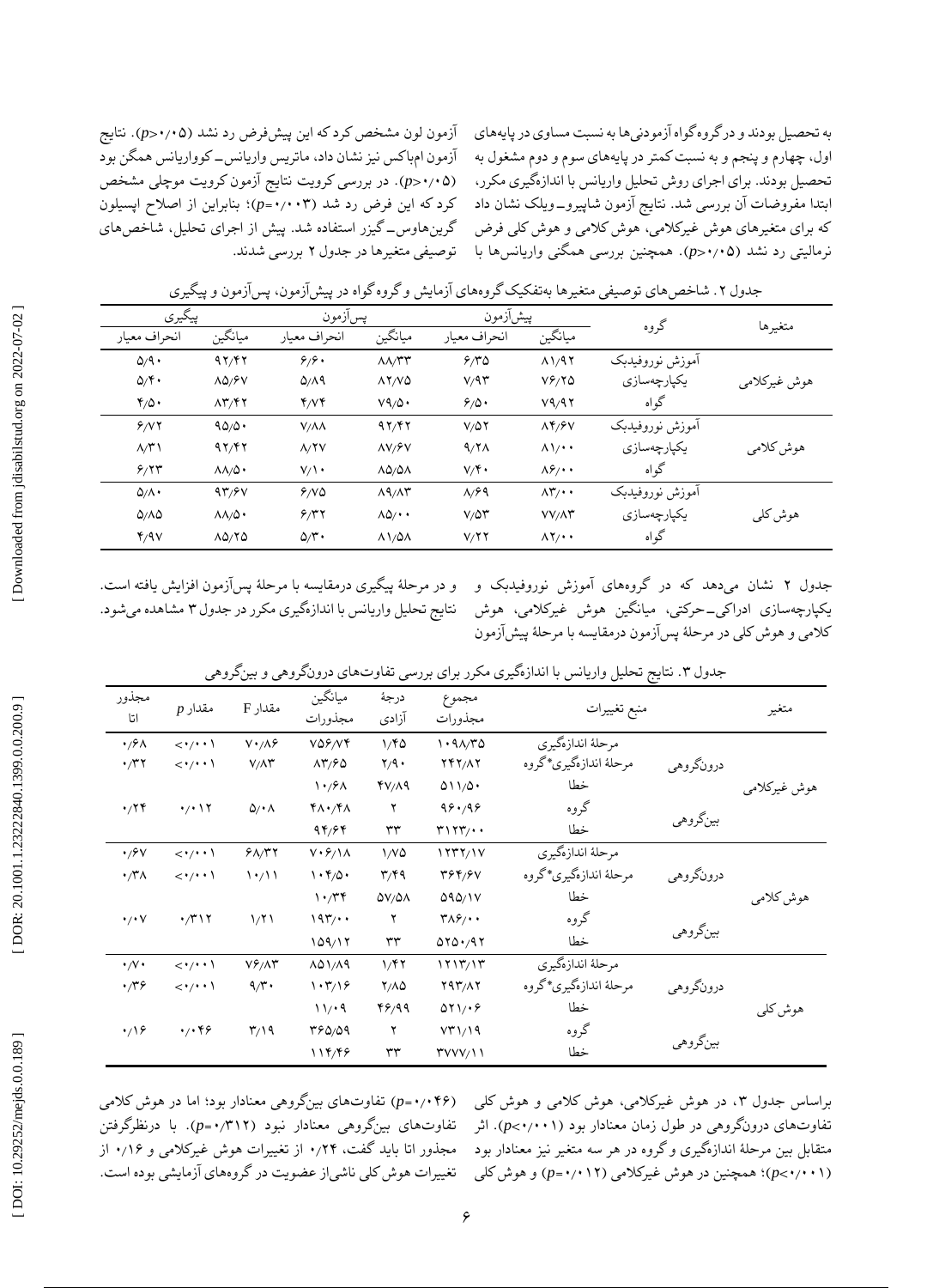به تحصیل بودند و درگروه‌گواه آزمودنی‌ها به نسبت مساوی در پایه‌های اول، چهارم و پنجم و به نسبت کمتر در پایه‌های سوم و دوم مشغول به تحصیل بودند. برای اجرای روش تحلیل واریانس با اندازه‌گیری مکرر، ابتدا مفروضات آن بررسی شد. نتایج آزمون شاپیرو-ویلک نشان داد که برای متغیرهای هوش غیرکلامی، هوش کلامی و هوش کلی فرض نرمالیتی رد نشد ($p>۰/۰۵$). همچنین بررسی همگنی واریانس‌ها با آزمون لون مشخص کرد که این پیش‌فرض رد نشد ($p>۰/۰۵$). نتایج آزمون ام‌باکس نیز نشان داد، ماتریس واریانس-کوواریانس همگن بود ($p>۰/۰۵$). در بررسی کرویت نتایج آزمون کرویت موچلی مشخص کرد که این فرض رد شد ($p=۰/۰۰۳$)؛ بنابراین از اصلاح اپسیلون گرین‌هاوس-گیزر استفاده شد. پیش از اجرای تحلیل، شاخص‌های توصیفی متغیرها در جدول ۲ بررسی شدند.

جدول ۲. شاخص‌های توصیفی متغیرها به‌تفکیک گروه‌های آزمایش و گروه‌گواه در پیش‌آزمون، پس‌آزمون و پیگیری

| متغیرها | گروه | پیش‌آزمون | | پس‌آزمون | | پیگیری | |
|---|---|---|---|---|---|---|---|
| | | میانگین | انحراف معیار | میانگین | انحراف معیار | میانگین | انحراف معیار |
| هوش غیرکلامی | آموزش نوروفیدبک | ۸۱/۹۲ | ۶/۳۵ | ۸۸/۳۳ | ۶/۶۰ | ۹۲/۴۲ | ۵/۹۰ |
| | یکپارچه‌سازی | ۷۶/۲۵ | ۷/۹۳ | ۸۲/۷۵ | ۵/۸۹ | ۸۵/۶۷ | ۵/۴۰ |
| | گواه | ۷۹/۹۲ | ۶/۵۰ | ۷۹/۵۰ | ۴/۷۴ | ۸۳/۴۲ | ۴/۵۰ |
| هوش کلامی | آموزش نوروفیدبک | ۸۴/۶۷ | ۷/۵۲ | ۹۲/۴۲ | ۷/۸۸ | ۹۵/۵۰ | ۶/۷۲ |
| | یکپارچه‌سازی | ۸۱/۰۰ | ۹/۲۸ | ۸۷/۶۷ | ۸/۲۷ | ۹۲/۴۲ | ۸/۳۱ |
| | گواه | ۸۶/۰۰ | ۷/۴۰ | ۸۵/۵۸ | ۷/۱۰ | ۸۸/۵۰ | ۶/۲۳ |
| هوش کلی | آموزش نوروفیدبک | ۸۳/۰۰ | ۸/۶۹ | ۸۹/۸۳ | ۶/۷۵ | ۹۳/۶۷ | ۵/۸۰ |
| | یکپارچه‌سازی | ۷۷/۸۳ | ۷/۵۳ | ۸۵/۰۰ | ۶/۳۲ | ۸۸/۵۰ | ۵/۸۵ |
| | گواه | ۸۲/۰۰ | ۷/۲۲ | ۸۱/۵۸ | ۵/۳۰ | ۸۵/۲۵ | ۴/۹۷ |

جدول ۲ نشان می‌دهد که در گروه‌های آموزش نوروفیدبک و یکپارچه‌سازی ادراکی-حرکتی، میانگین هوش غیرکلامی، هوش کلامی و هوش کلی در مرحلهٔ پس‌آزمون درمقایسه با مرحلهٔ پیش‌آزمون و در مرحلهٔ پیگیری درمقایسه با مرحلهٔ پس‌آزمون افزایش یافته است. نتایج تحلیل واریانس با اندازه‌گیری مکرر در جدول ۳ مشاهده می‌شود.

جدول ۳. نتایج تحلیل واریانس با اندازه‌گیری مکرر برای بررسی تفاوت‌های درون‌گروهی و بین‌گروهی

| متغیر | | منبع تغییرات | مجموع مجذورات | درجهٔ آزادی | میانگین مجذورات | مقدار F | مقدار $p$ | مجذور اتا |
|---|---|---|---|---|---|---|---|---|
| هوش غیرکلامی | درون‌گروهی | مرحلهٔ اندازه‌گیری | ۱۰۹۸/۳۵ | ۱/۴۵ | ۷۵۶/۷۴ | ۷۰/۸۶ | <۰/۰۰۱ | ۰/۶۸ |
| | | مرحلهٔ اندازه‌گیری*گروه | ۲۴۲/۸۲ | ۲/۹۰ | ۸۳/۶۵ | ۷/۸۳ | <۰/۰۰۱ | ۰/۳۲ |
| | | خطا | ۵۱۱/۵۰ | ۴۷/۸۹ | ۱۰/۶۸ | | | |
| | بین‌گروهی | گروه | ۹۶۰/۹۶ | ۲ | ۴۸۰/۴۸ | ۵/۰۸ | ۰/۰۱۲ | ۰/۲۴ |
| | | خطا | ۳۱۲۳/۰۰ | ۳۳ | ۹۴/۶۴ | | | |
| هوش کلامی | درون‌گروهی | مرحلهٔ اندازه‌گیری | ۱۲۳۲/۱۷ | ۱/۷۵ | ۷۰۶/۱۸ | ۶۸/۳۲ | <۰/۰۰۱ | ۰/۶۷ |
| | | مرحلهٔ اندازه‌گیری*گروه | ۳۶۴/۶۷ | ۳/۴۹ | ۱۰۴/۵۰ | ۱۰/۱۱ | <۰/۰۰۱ | ۰/۳۸ |
| | | خطا | ۵۹۵/۱۷ | ۵۷/۵۸ | ۱۰/۳۴ | | | |
| | بین‌گروهی | گروه | ۳۸۶/۰۰ | ۲ | ۱۹۳/۰۰ | ۱/۲۱ | ۰/۳۱۲ | ۰/۰۷ |
| | | خطا | ۵۲۵۰/۹۲ | ۳۳ | ۱۵۹/۱۲ | | | |
| هوش کلی | درون‌گروهی | مرحلهٔ اندازه‌گیری | ۱۲۱۳/۱۳ | ۱/۴۲ | ۸۵۱/۸۹ | ۷۶/۸۳ | <۰/۰۰۱ | ۰/۷۰ |
| | | مرحلهٔ اندازه‌گیری*گروه | ۲۹۳/۸۲ | ۲/۸۵ | ۱۰۳/۱۶ | ۹/۳۰ | <۰/۰۰۱ | ۰/۳۶ |
| | | خطا | ۵۲۱/۰۶ | ۴۶/۹۹ | ۱۱/۰۹ | | | |
| | بین‌گروهی | گروه | ۷۳۱/۱۹ | ۲ | ۳۶۵/۵۹ | ۳/۱۹ | ۰/۰۴۶ | ۰/۱۶ |
| | | خطا | ۳۷۷۷/۱۱ | ۳۳ | ۱۱۴/۴۶ | | | |

براساس جدول ۳، در هوش غیرکلامی، هوش کلامی و هوش کلی تفاوت‌های درون‌گروهی در طول زمان معنادار بود ($p<۰/۰۰۱$). اثر متقابل بین مرحلهٔ اندازه‌گیری و گروه در هر سه متغیر نیز معنادار بود ($p<۰/۰۰۱$)؛ همچنین در هوش غیرکلامی ($p=۰/۰۱۲$) و هوش کلی ($p=۰/۰۴۶$) تفاوت‌های بین‌گروهی معنادار بود؛ اما در هوش کلامی تفاوت‌های بین‌گروهی معنادار نبود ($p=۰/۳۱۲$). با درنظرگرفتن مجذور اتا باید گفت، ۰/۲۴ از تغییرات هوش غیرکلامی و ۰/۱۶ از تغییرات هوش کلی ناشی‌از عضویت در گروه‌های آزمایشی بوده است.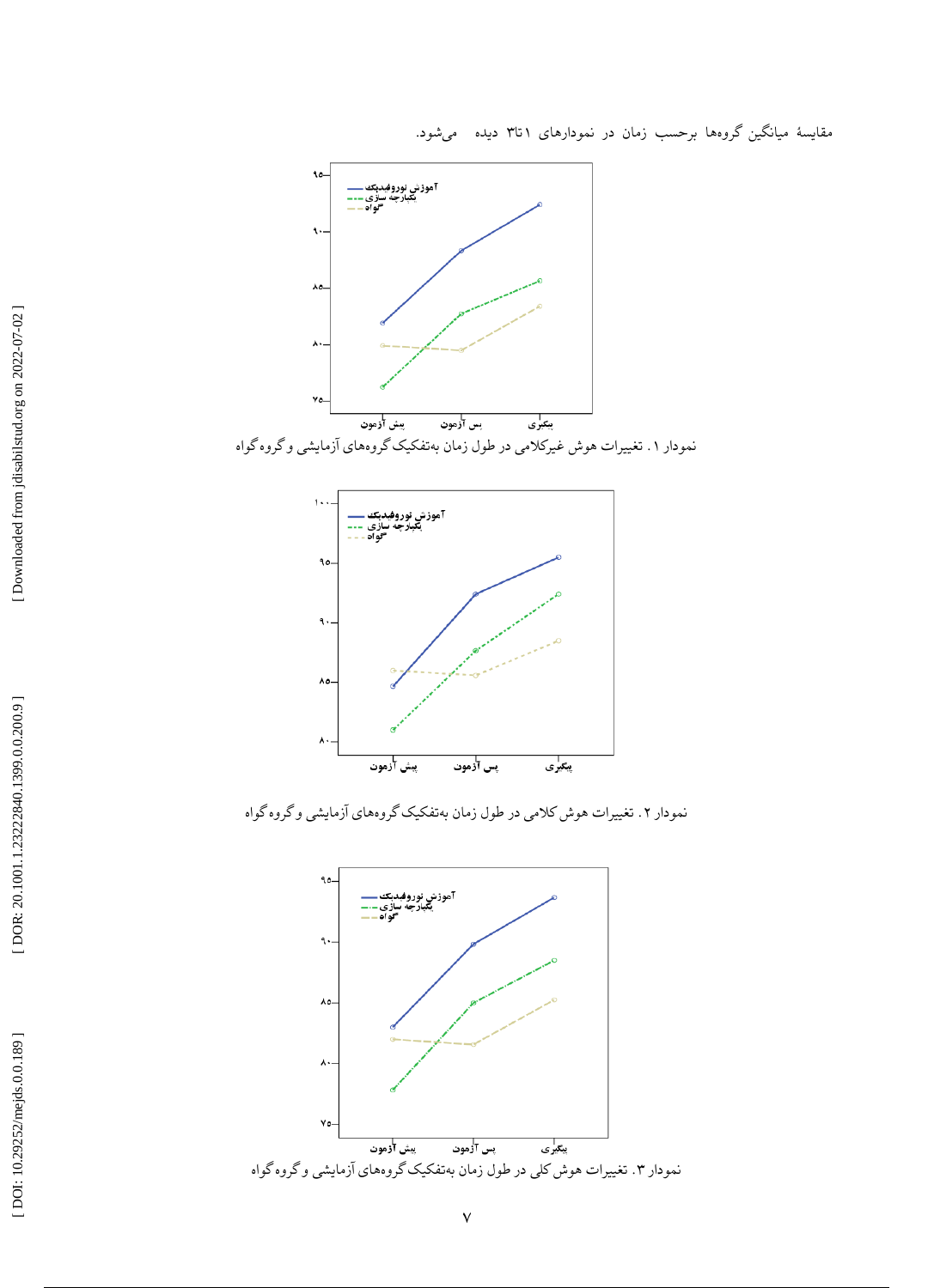مقایسهٔ میانگین گروه‌ها برحسب زمان در نمودارهای ۱تا۳ دیده می‌شود.

نمودار ۱. تغییرات هوش غیرکلامی در طول زمان به‌تفکیک گروه‌های آزمایشی و گروه گواه

نمودار ۲. تغییرات هوش کلامی در طول زمان به‌تفکیک گروه‌های آزمایشی و گروه گواه

نمودار ۳. تغییرات هوش کلی در طول زمان به‌تفکیک گروه‌های آزمایشی و گروه گواه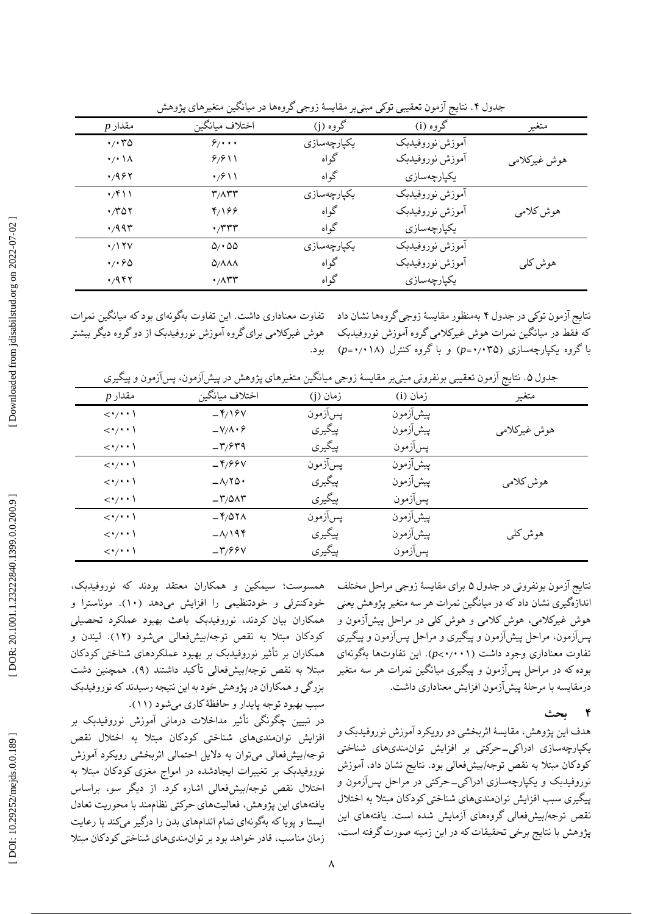جدول ۴. نتایج آزمون تعقیبی توکی مبنی‌بر مقایسهٔ زوجی گروه‌ها در میانگین متغیرهای پژوهش

| متغیر | گروه (i) | گروه (j) | اختلاف میانگین | مقدار p |
|---|---|---|---|---|
| هوش غیرکلامی | آموزش نوروفیدبک | یکپارچه‌سازی | ۶/۰۰۰ | ۰/۰۳۵ |
| | آموزش نوروفیدبک | گواه | ۶/۶۱۱ | ۰/۰۱۸ |
| | یکپارچه‌سازی | گواه | ۰/۶۱۱ | ۰/۹۶۲ |
| هوش کلامی | آموزش نوروفیدبک | یکپارچه‌سازی | ۳/۸۳۳ | ۰/۴۱۱ |
| | آموزش نوروفیدبک | گواه | ۴/۱۶۶ | ۰/۳۵۲ |
| | یکپارچه‌سازی | گواه | ۰/۳۳۳ | ۰/۹۹۳ |
| هوش کلی | آموزش نوروفیدبک | یکپارچه‌سازی | ۵/۰۵۵ | ۰/۱۲۷ |
| | آموزش نوروفیدبک | گواه | ۵/۸۸۸ | ۰/۰۶۵ |
| | یکپارچه‌سازی | گواه | ۰/۸۳۳ | ۰/۹۴۲ |

نتایج آزمون توکی در جدول ۴ به‌منظور مقایسهٔ زوجی گروه‌ها نشان داد که فقط در میانگین نمرات هوش غیرکلامی گروه آموزش نوروفیدبک با گروه یکپارچه‌سازی ($p=۰/۰۳۵$) و با گروه کنترل ($p=۰/۰۱۸$) تفاوت معناداری داشت. این تفاوت به‌گونه‌ای بود که میانگین نمرات هوش غیرکلامی برای گروه آموزش نوروفیدبک از دو گروه دیگر بیشتر بود.

جدول ۵. نتایج آزمون تعقیبی بونفرونی مبنی‌بر مقایسهٔ زوجی میانگین متغیرهای پژوهش در پیش‌آزمون، پس‌آزمون و پیگیری

| متغیر | زمان (i) | زمان (j) | اختلاف میانگین | مقدار p |
|---|---|---|---|---|
| هوش غیرکلامی | پیش‌آزمون | پس‌آزمون | −۴/۱۶۷ | <۰/۰۰۱ |
| | پیش‌آزمون | پیگیری | −۷/۸۰۶ | <۰/۰۰۱ |
| | پس‌آزمون | پیگیری | −۳/۶۳۹ | <۰/۰۰۱ |
| هوش کلامی | پیش‌آزمون | پس‌آزمون | −۴/۶۶۷ | <۰/۰۰۱ |
| | پیش‌آزمون | پیگیری | −۸/۲۵۰ | <۰/۰۰۱ |
| | پس‌آزمون | پیگیری | −۳/۵۸۳ | <۰/۰۰۱ |
| هوش کلی | پیش‌آزمون | پس‌آزمون | −۴/۵۲۸ | <۰/۰۰۱ |
| | پیش‌آزمون | پیگیری | −۸/۱۹۴ | <۰/۰۰۱ |
| | پس‌آزمون | پیگیری | −۳/۶۶۷ | <۰/۰۰۱ |

نتایج آزمون بونفرونی در جدول ۵ برای مقایسهٔ زوجی مراحل مختلف اندازه‌گیری نشان داد که در میانگین نمرات هر سه متغیر پژوهش یعنی هوش غیرکلامی، هوش کلامی و هوش کلی در مراحل پیش‌آزمون و پس‌آزمون، مراحل پیش‌آزمون و پیگیری و مراحل پس‌آزمون و پیگیری تفاوت معناداری وجود داشت ($p<۰/۰۰۱$). این تفاوت‌ها به‌گونه‌ای بوده که در مراحل پس‌آزمون و پیگیری میانگین نمرات هر سه متغیر درمقایسه با مرحلهٔ پیش‌آزمون افزایش معناداری داشت.

## ۴ بحث

هدف این پژوهش، مقایسهٔ اثربخشی دو رویکرد آموزش نوروفیدبک و یکپارچه‌سازی ادراکی�_حرکتی بر افزایش توانمندی‌های شناختی کودکان مبتلا به نقص توجه/بیش‌فعالی بود. نتایج نشان داد، آموزش نوروفیدبک و یکپارچه‌سازی ادراکی�_حرکتی در مراحل پس‌آزمون و پیگیری سبب افزایش توانمندی‌های شناختی کودکان مبتلا به اختلال نقص توجه/بیش‌فعالی گروه‌های آزمایش شده است. یافته‌های این پژوهش با نتایج برخی تحقیقات که در این زمینه صورت گرفته است، همسوست؛ سیمکین و همکاران معتقد بودند که نوروفیدبک، خودکنترلی و خودتنظیمی را افزایش می‌دهد (۱۰). موناسترا و همکاران بیان کردند، نوروفیدبک باعث بهبود عملکرد تحصیلی کودکان مبتلا به نقص توجه/بیش‌فعالی می‌شود (۱۲). لیندن و همکاران بر تأثیر نوروفیدبک بر بهبود عملکردهای شناختی کودکان مبتلا به نقص توجه/بیش‌فعالی تأکید داشتند (۹). همچنین دشت بزرگی و همکاران در پژوهش خود به این نتیجه رسیدند که نوروفیدبک سبب بهبود توجه پایدار و حافظهٔ کاری می‌شود (۱۱).

در تبیین چگونگی تأثیر مداخلات درمانی آموزش نوروفیدبک بر افزایش توانمندی‌های شناختی کودکان مبتلا به اختلال نقص توجه/بیش‌فعالی می‌توان به دلایل احتمالی اثربخشی رویکرد آموزش نوروفیدبک بر تغییرات ایجادشده در امواج مغزی کودکان مبتلا به اختلال نقص توجه/بیش‌فعالی اشاره کرد. از دیگر سو، براساس یافته‌های این پژوهش، فعالیت‌های حرکتی نظام‌مند با محوریت تعادل ایستا و پویا که به‌گونه‌ای تمام اندام‌های بدن را درگیر می‌کند با رعایت زمان مناسب، قادر خواهد بود بر توانمندی‌های شناختی کودکان مبتلا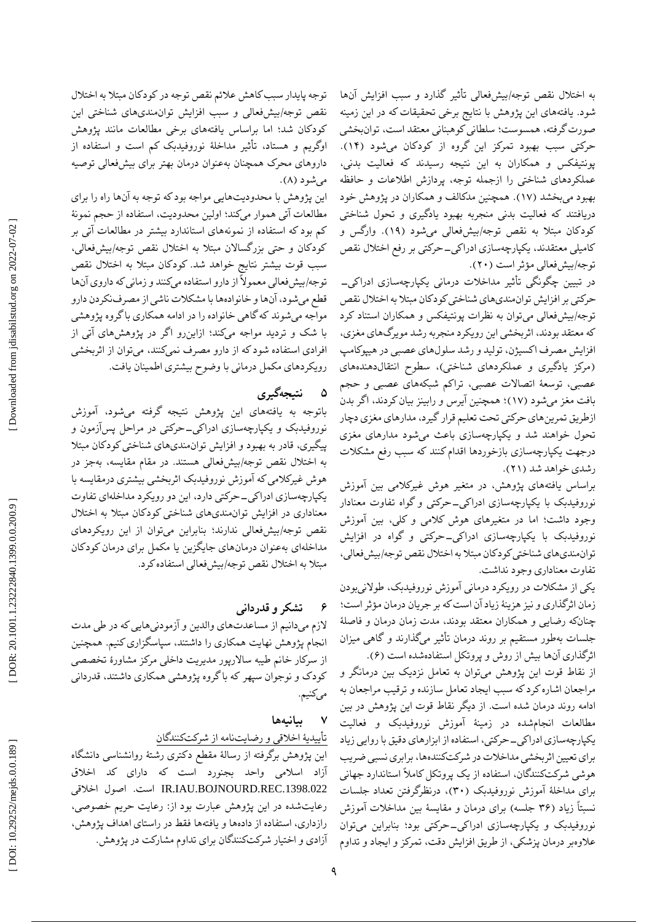به اختلال نقص توجه/بیش‌فعالی تأثیر گذارد و سبب افزایش آن‌ها شود. یافته‌های این پژوهش با نتایج برخی تحقیقات که در این زمینه صورت‌گرفته، همسوست؛ سلطانی کوهبنانی معتقد است، توان‌بخشی حرکتی سبب بهبود تمرکز این گروه از کودکان می‌شود (۱۴). پونتیفکس و همکاران به این نتیجه رسیدند که فعالیت بدنی، عملکردهای شناختی را ازجمله توجه، پردازش اطلاعات و حافظه بهبود می‌بخشد (۱۷). همچنین مدکالف و همکاران در پژوهش خود دریافتند که فعالیت بدنی منجربه بهبود یادگیری و تحول شناختی کودکان مبتلا به نقص توجه/بیش‌فعالی می‌شود (۱۹). وارگس و کامیلی معتقدند، یکپارچه‌سازی ادراکی‌ــحرکتی بر رفع اختلال نقص توجه/بیش‌فعالی مؤثر است (۲۰).

در تبیین چگونگی تأثیر مداخلات درمانی یکپارچه‌سازی ادراکی‌ــ حرکتی بر افزایش توانمندی‌های شناختی کودکان مبتلا به اختلال نقص توجه/بیش‌فعالی می‌توان به نظرات پونتیفکس و همکاران استناد کرد که معتقد بودند، اثربخشی این رویکرد منجربه رشد مویرگ‌های مغزی، افزایش مصرف اکسیژن، تولید و رشد سلول‌های عصبی در هیپوکامپ (مرکز یادگیری و عملکردهای شناختی)، سطوح انتقال‌دهنده‌های عصبی، توسعهٔ اتصالات عصبی، تراکم شبکه‌های عصبی و حجم بافت مغز می‌شود (۱۷)؛ همچنین آیرس و رابینز بیان کردند، اگر بدن ازطریق تمرین‌های حرکتی تحت تعلیم قرار گیرد، مدارهای مغزی دچار تحول خواهند شد و یکپارچه‌سازی باعث می‌شود مدارهای مغزی درجهت یکپارچه‌سازی بازخوردها اقدام کنند که سبب رفع مشکلات رشدی خواهد شد (۲۱).

براساس یافته‌های پژوهش، در متغیر هوش غیرکلامی بین آموزش نوروفیدبک با یکپارچه‌سازی ادراکی‌ــحرکتی و گواه تفاوت معنادار وجود داشت؛ اما در متغیرهای هوش کلامی و کلی، بین آموزش نوروفیدبک با یکپارچه‌سازی ادراکی‌ــحرکتی و گواه در افزایش توانمندی‌های شناختی کودکان مبتلا به اختلال نقص توجه/بیش‌فعالی، تفاوت معناداری وجود نداشت.

یکی از مشکلات در رویکرد درمانی آموزش نوروفیدبک، طولانی‌بودن زمان اثرگذاری و نیز هزینهٔ زیاد آن است که بر جریان درمان مؤثر است؛ چنان‌که رضایی و همکاران معتقد بودند، مدت زمان درمان و فاصلهٔ جلسات به‌طور مستقیم بر روند درمان تأثیر می‌گذارند و گاهی میزان اثرگذاری آن‌ها بیش از روش و پروتکل استفاده‌شده است (۶).

از نقاط قوت این پژوهش می‌توان به تعامل نزدیک بین درمانگر و مراجعان اشاره کرد که سبب ایجاد تعامل سازنده و ترغیب مراجعان به ادامه روند درمان شده است. از دیگر نقاط قوت این پژوهش در بین مطالعات انجام‌شده در زمینهٔ آموزش نوروفیدبک و فعالیت یکپارچه‌سازی ادراکی‌ــحرکتی، استفاده از ابزارهای دقیق با روایی زیاد برای تعیین اثربخشی مداخلات در شرکت‌کننده‌ها، برابری نسبی ضریب هوشی شرکت‌کنندگان، استفاده از یک پروتکل کاملاً استاندارد جهانی برای مداخلهٔ آموزش نوروفیدبک (۳۰)، درنظرگرفتن تعداد جلسات نسبتاً زیاد (۳۶ جلسه) برای درمان و مقایسهٔ بین مداخلات آموزش نوروفیدبک و یکپارچه‌سازی ادراکی‌ــحرکتی بود؛ بنابراین می‌توان علاوه‌بر درمان پزشکی، از طریق افزایش دقت، تمرکز و ایجاد و تداوم توجه پایدار سبب کاهش علائم نقص توجه در کودکان مبتلا به اختلال نقص توجه/بیش‌فعالی و سبب افزایش توانمندی‌های شناختی این کودکان شد؛ اما براساس یافته‌های برخی مطالعات مانند پژوهش اوگریم و هستاد، تأثیر مداخلهٔ نوروفیدبک کم است و استفاده از داروهای محرک همچنان به‌عنوان درمان بهتر برای بیش‌فعالی توصیه می‌شود (۸).

این پژوهش با محدودیت‌هایی مواجه بود که توجه به آن‌ها راه را برای مطالعات آتی هموار می‌کند؛ اولین محدودیت، استفاده از حجم نمونهٔ کم بود که استفاده از نمونه‌های استاندارد بیشتر در مطالعات آتی بر کودکان و حتی بزرگسالان مبتلا به اختلال نقص توجه/بیش‌فعالی، سبب قوت بیشتر نتایج خواهد شد. کودکان مبتلا به اختلال نقص توجه/بیش‌فعالی معمولاً از دارو استفاده می‌کنند و زمانی‌که داروی آن‌ها قطع می‌شود، آن‌ها و خانواده‌ها با مشکلات ناشی از مصرف‌نکردن دارو مواجه می‌شوند که گاهی خانواده را در ادامه همکاری با گروه پژوهشی با شک و تردید مواجه می‌کند؛ ازاین‌رو اگر در پژوهش‌های آتی از افرادی استفاده شود که از دارو مصرف نمی‌کنند، می‌توان از اثربخشی رویکردهای مکمل درمانی با وضوح بیشتری اطمینان یافت.

## ۵ نتیجه‌گیری

باتوجه به یافته‌های این پژوهش نتیجه گرفته می‌شود، آموزش نوروفیدبک و یکپارچه‌سازی ادراکی‌ــحرکتی در مراحل پس‌آزمون و پیگیری، قادر به بهبود و افزایش توانمندی‌های شناختی کودکان مبتلا به اختلال نقص توجه/بیش‌فعالی هستند. در مقام مقایسه، به‌جز در هوش غیرکلامی که آموزش نوروفیدبک اثربخشی بیشتری درمقایسه با یکپارچه‌سازی ادراکی‌ــحرکتی دارد، این دو رویکرد مداخله‌ای تفاوت معناداری در افزایش توانمندی‌های شناختی کودکان مبتلا به اختلال نقص توجه/بیش‌فعالی ندارند؛ بنابراین می‌توان از این رویکردهای مداخله‌ای به‌عنوان درمان‌های جایگزین یا مکمل برای درمان کودکان مبتلا به اختلال نقص توجه/بیش‌فعالی استفاده کرد.

## ۶ تشکر و قدردانی

لازم می‌دانیم از مساعدت‌های والدین و آزمودنی‌هایی که در طی مدت انجام پژوهش نهایت همکاری را داشتند، سپاسگزاری کنیم. همچنین از سرکار خانم طیبه سالارپور مدیریت داخلی مرکز مشاورهٔ تخصصی کودک و نوجوان سپهر که با گروه پژوهشی همکاری داشتند، قدردانی می‌کنیم.

## ۷ بیانیه‌ها

تأییدیهٔ اخلاقی و رضایت‌نامه از شرکت‌کنندگان

این پژوهش برگرفته از رسالهٔ مقطع دکتری رشتهٔ روانشناسی دانشگاه آزاد اسلامی واحد بجنورد است که دارای کد اخلاق IR.IAU.BOJNOURD.REC.1398.022 است. اصول اخلاقی رعایت‌شده در این پژوهش عبارت بود از: رعایت حریم خصوصی، رازداری، استفاده از داده‌ها و یافته‌ها فقط در راستای اهداف پژوهش، آزادی و اختیار شرکت‌کنندگان برای تداوم مشارکت در پژوهش.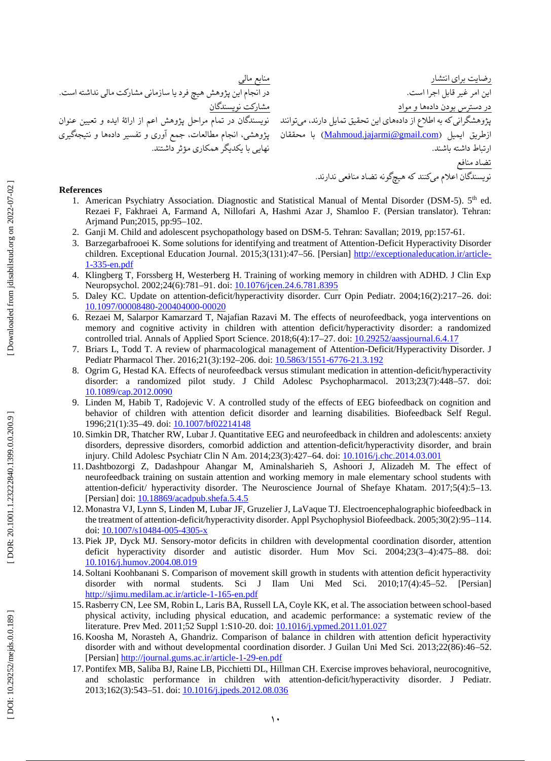رضایت برای انتشار

این امر غیر قابل اجرا است.

در دسترس بودن داده‌ها و مواد

پژوهشگرانی که به اطلاع از داده‌های این تحقیق تمایل دارند، می‌توانند ازطریق ایمیل (Mahmoud.jajarmi@gmail.com) با محققان ارتباط داشته باشند.

تضاد منافع

نویسندگان اعلام می‌کنند که هیچ‌گونه تضاد منافعی ندارند.

منابع مالی

در انجام این پژوهش هیچ فرد یا سازمانی مشارکت مالی نداشته است.

مشارکت نویسندگان

نویسندگان در تمام مراحل پژوهش اعم از ارائهٔ ایده و تعیین عنوان پژوهشی، انجام مطالعات، جمع آوری و تفسیر داده‌ها و نتیجه‌گیری نهایی با یکدیگر همکاری مؤثر داشتند.

**References**

1. American Psychiatry Association. Diagnostic and Statistical Manual of Mental Disorder (DSM-5). 5th ed. Rezaei F, Fakhraei A, Farmand A, Nillofari A, Hashmi Azar J, Shamloo F. (Persian translator). Tehran: Arjmand Pun;2015, pp:95–102.
2. Ganji M. Child and adolescent psychopathology based on DSM-5. Tehran: Savallan; 2019, pp:157-61.
3. Barzegarbafrooei K. Some solutions for identifying and treatment of Attention-Deficit Hyperactivity Disorder children. Exceptional Education Journal. 2015;3(131):47–56. [Persian] http://exceptionaleducation.ir/article-1-335-en.pdf
4. Klingberg T, Forssberg H, Westerberg H. Training of working memory in children with ADHD. J Clin Exp Neuropsychol. 2002;24(6):781–91. doi: 10.1076/jcen.24.6.781.8395
5. Daley KC. Update on attention-deficit/hyperactivity disorder. Curr Opin Pediatr. 2004;16(2):217–26. doi: 10.1097/00008480-200404000-00020
6. Rezaei M, Salarpor Kamarzard T, Najafian Razavi M. The effects of neurofeedback, yoga interventions on memory and cognitive activity in children with attention deficit/hyperactivity disorder: a randomized controlled trial. Annals of Applied Sport Science. 2018;6(4):17–27. doi: 10.29252/aassjournal.6.4.17
7. Briars L, Todd T. A review of pharmacological management of Attention-Deficit/Hyperactivity Disorder. J Pediatr Pharmacol Ther. 2016;21(3):192–206. doi: 10.5863/1551-6776-21.3.192
8. Ogrim G, Hestad KA. Effects of neurofeedback versus stimulant medication in attention-deficit/hyperactivity disorder: a randomized pilot study. J Child Adolesc Psychopharmacol. 2013;23(7):448–57. doi: 10.1089/cap.2012.0090
9. Linden M, Habib T, Radojevic V. A controlled study of the effects of EEG biofeedback on cognition and behavior of children with attention deficit disorder and learning disabilities. Biofeedback Self Regul. 1996;21(1):35–49. doi: 10.1007/bf02214148
10. Simkin DR, Thatcher RW, Lubar J. Quantitative EEG and neurofeedback in children and adolescents: anxiety disorders, depressive disorders, comorbid addiction and attention-deficit/hyperactivity disorder, and brain injury. Child Adolesc Psychiatr Clin N Am. 2014;23(3):427–64. doi: 10.1016/j.chc.2014.03.001
11. Dashtbozorgi Z, Dadashpour Ahangar M, Aminalsharieh S, Ashoori J, Alizadeh M. The effect of neurofeedback training on sustain attention and working memory in male elementary school students with attention-deficit/ hyperactivity disorder. The Neuroscience Journal of Shefaye Khatam. 2017;5(4):5–13. [Persian] doi: 10.18869/acadpub.shefa.5.4.5
12. Monastra VJ, Lynn S, Linden M, Lubar JF, Gruzelier J, LaVaque TJ. Electroencephalographic biofeedback in the treatment of attention-deficit/hyperactivity disorder. Appl Psychophysiol Biofeedback. 2005;30(2):95–114. doi: 10.1007/s10484-005-4305-x
13. Piek JP, Dyck MJ. Sensory-motor deficits in children with developmental coordination disorder, attention deficit hyperactivity disorder and autistic disorder. Hum Mov Sci. 2004;23(3–4):475–88. doi: 10.1016/j.humov.2004.08.019
14. Soltani Koohbanani S. Comparison of movement skill growth in students with attention deficit hyperactivity disorder with normal students. Sci J Ilam Uni Med Sci. 2010;17(4):45–52. [Persian] http://sjimu.medilam.ac.ir/article-1-165-en.pdf
15. Rasberry CN, Lee SM, Robin L, Laris BA, Russell LA, Coyle KK, et al. The association between school-based physical activity, including physical education, and academic performance: a systematic review of the literature. Prev Med. 2011;52 Suppl 1:S10-20. doi: 10.1016/j.ypmed.2011.01.027
16. Koosha M, Norasteh A, Ghandriz. Comparison of balance in children with attention deficit hyperactivity disorder with and without developmental coordination disorder. J Guilan Uni Med Sci. 2013;22(86):46–52. [Persian] http://journal.gums.ac.ir/article-1-29-en.pdf
17. Pontifex MB, Saliba BJ, Raine LB, Picchietti DL, Hillman CH. Exercise improves behavioral, neurocognitive, and scholastic performance in children with attention-deficit/hyperactivity disorder. J Pediatr. 2013;162(3):543–51. doi: 10.1016/j.jpeds.2012.08.036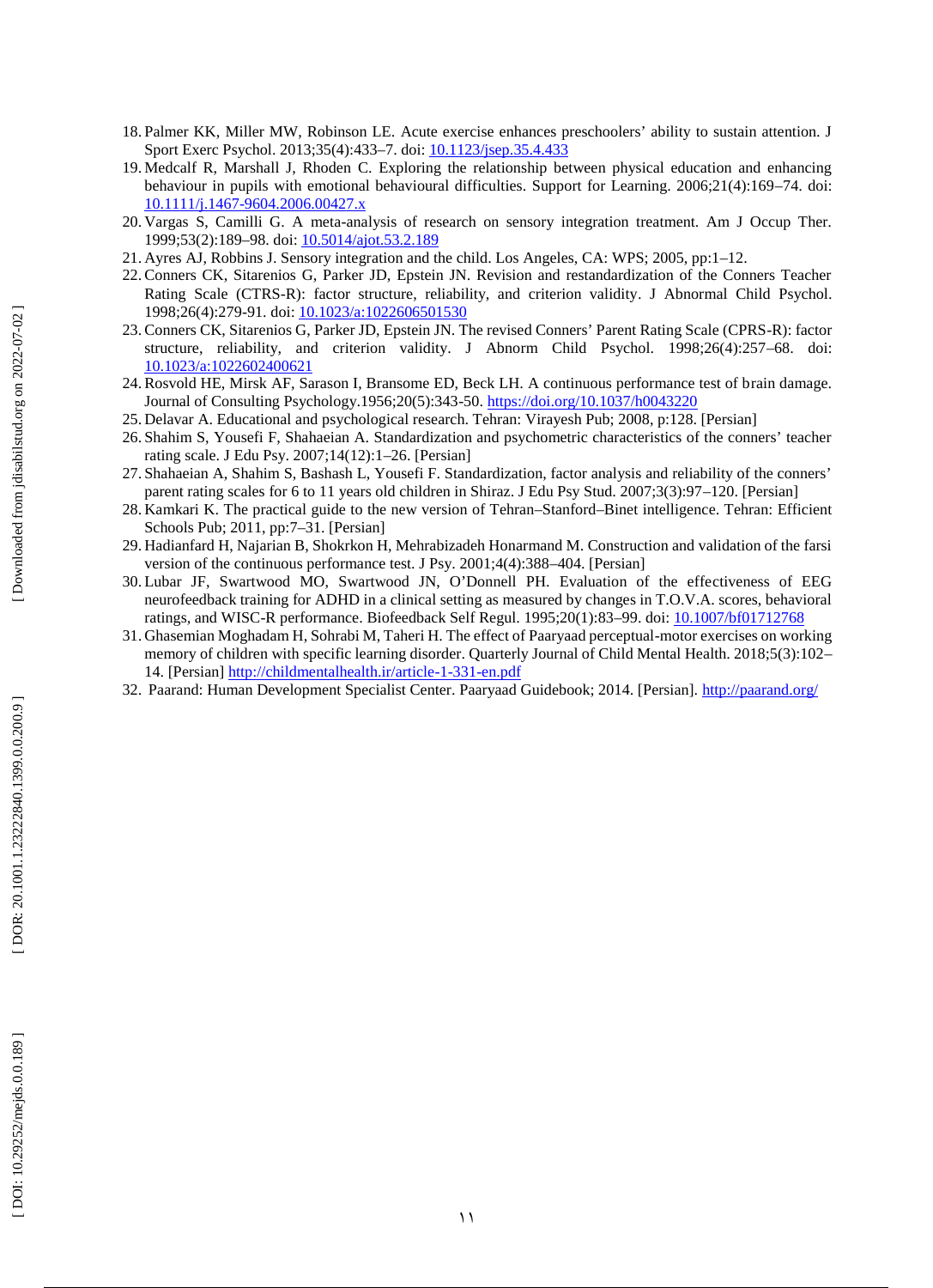18. Palmer KK, Miller MW, Robinson LE. Acute exercise enhances preschoolers' ability to sustain attention. J Sport Exerc Psychol. 2013;35(4):433–7. doi: 10.1123/jsep.35.4.433
19. Medcalf R, Marshall J, Rhoden C. Exploring the relationship between physical education and enhancing behaviour in pupils with emotional behavioural difficulties. Support for Learning. 2006;21(4):169–74. doi: 10.1111/j.1467-9604.2006.00427.x
20. Vargas S, Camilli G. A meta-analysis of research on sensory integration treatment. Am J Occup Ther. 1999;53(2):189–98. doi: 10.5014/ajot.53.2.189
21. Ayres AJ, Robbins J. Sensory integration and the child. Los Angeles, CA: WPS; 2005, pp:1–12.
22. Conners CK, Sitarenios G, Parker JD, Epstein JN. Revision and restandardization of the Conners Teacher Rating Scale (CTRS-R): factor structure, reliability, and criterion validity. J Abnormal Child Psychol. 1998;26(4):279-91. doi: 10.1023/a:1022606501530
23. Conners CK, Sitarenios G, Parker JD, Epstein JN. The revised Conners' Parent Rating Scale (CPRS-R): factor structure, reliability, and criterion validity. J Abnorm Child Psychol. 1998;26(4):257–68. doi: 10.1023/a:1022602400621
24. Rosvold HE, Mirsk AF, Sarason I, Bransome ED, Beck LH. A continuous performance test of brain damage. Journal of Consulting Psychology.1956;20(5):343-50. https://doi.org/10.1037/h0043220
25. Delavar A. Educational and psychological research. Tehran: Virayesh Pub; 2008, p:128. [Persian]
26. Shahim S, Yousefi F, Shahaeian A. Standardization and psychometric characteristics of the conners' teacher rating scale. J Edu Psy. 2007;14(12):1–26. [Persian]
27. Shahaeian A, Shahim S, Bashash L, Yousefi F. Standardization, factor analysis and reliability of the conners' parent rating scales for 6 to 11 years old children in Shiraz. J Edu Psy Stud. 2007;3(3):97–120. [Persian]
28. Kamkari K. The practical guide to the new version of Tehran–Stanford–Binet intelligence. Tehran: Efficient Schools Pub; 2011, pp:7–31. [Persian]
29. Hadianfard H, Najarian B, Shokrkon H, Mehrabizadeh Honarmand M. Construction and validation of the farsi version of the continuous performance test. J Psy. 2001;4(4):388–404. [Persian]
30. Lubar JF, Swartwood MO, Swartwood JN, O'Donnell PH. Evaluation of the effectiveness of EEG neurofeedback training for ADHD in a clinical setting as measured by changes in T.O.V.A. scores, behavioral ratings, and WISC-R performance. Biofeedback Self Regul. 1995;20(1):83–99. doi: 10.1007/bf01712768
31. Ghasemian Moghadam H, Sohrabi M, Taheri H. The effect of Paaryaad perceptual-motor exercises on working memory of children with specific learning disorder. Quarterly Journal of Child Mental Health. 2018;5(3):102–14. [Persian] http://childmentalhealth.ir/article-1-331-en.pdf
32. Paarand: Human Development Specialist Center. Paaryaad Guidebook; 2014. [Persian]. http://paarand.org/